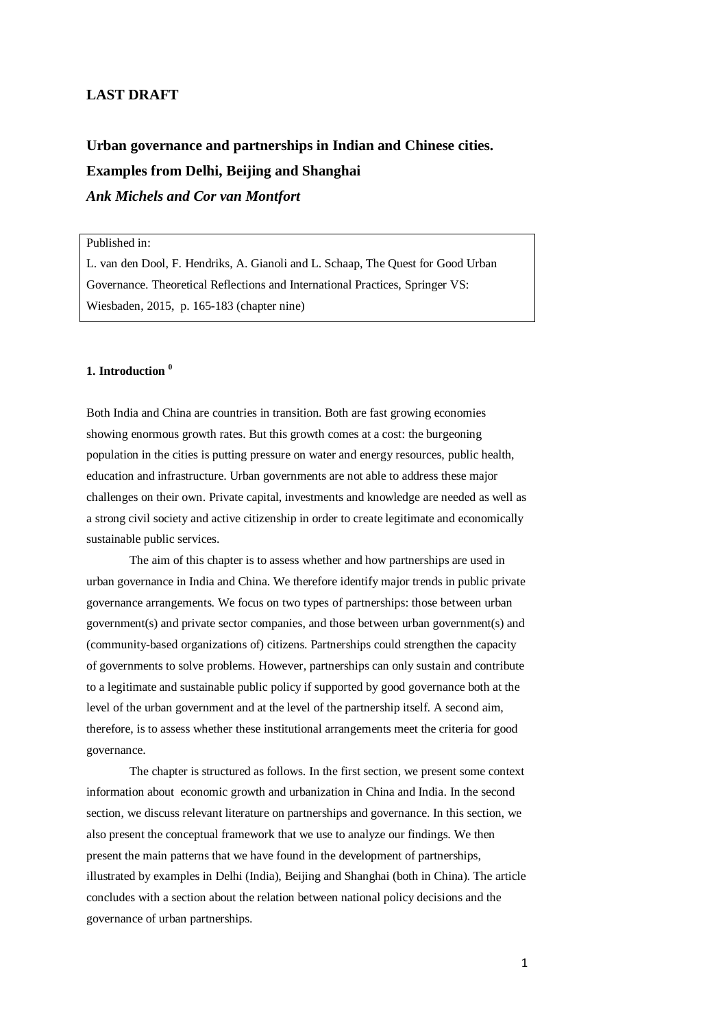**LAST DRAFT**

# Urban governance and partnerships in Indian and Chinese cities. Examples from Delhi, Beijing and Shanghai

***Ank Michels and Cor van Montfort***

> Published in:
> L. van den Dool, F. Hendriks, A. Gianoli and L. Schaap, The Quest for Good Urban Governance. Theoretical Reflections and International Practices, Springer VS: Wiesbaden, 2015, p. 165-183 (chapter nine)

## 1. Introduction [0]

Both India and China are countries in transition. Both are fast growing economies showing enormous growth rates. But this growth comes at a cost: the burgeoning population in the cities is putting pressure on water and energy resources, public health, education and infrastructure. Urban governments are not able to address these major challenges on their own. Private capital, investments and knowledge are needed as well as a strong civil society and active citizenship in order to create legitimate and economically sustainable public services.

The aim of this chapter is to assess whether and how partnerships are used in urban governance in India and China. We therefore identify major trends in public private governance arrangements. We focus on two types of partnerships: those between urban government(s) and private sector companies, and those between urban government(s) and (community-based organizations of) citizens. Partnerships could strengthen the capacity of governments to solve problems. However, partnerships can only sustain and contribute to a legitimate and sustainable public policy if supported by good governance both at the level of the urban government and at the level of the partnership itself. A second aim, therefore, is to assess whether these institutional arrangements meet the criteria for good governance.

The chapter is structured as follows. In the first section, we present some context information about economic growth and urbanization in China and India. In the second section, we discuss relevant literature on partnerships and governance. In this section, we also present the conceptual framework that we use to analyze our findings. We then present the main patterns that we have found in the development of partnerships, illustrated by examples in Delhi (India), Beijing and Shanghai (both in China). The article concludes with a section about the relation between national policy decisions and the governance of urban partnerships.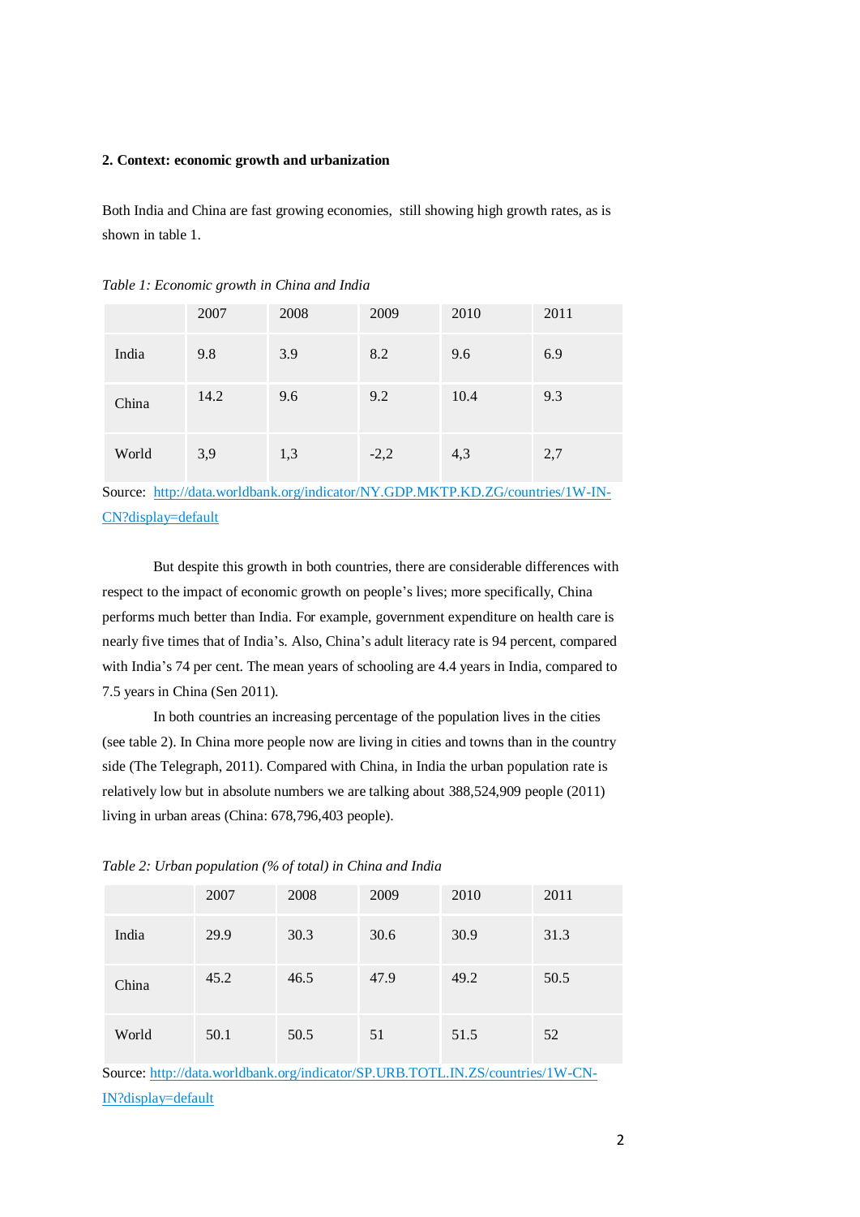**2. Context: economic growth and urbanization**

Both India and China are fast growing economies, still showing high growth rates, as is shown in table 1.

*Table 1: Economic growth in China and India*

| | 2007 | 2008 | 2009 | 2010 | 2011 |
|---|---|---|---|---|---|
| India | 9.8 | 3.9 | 8.2 | 9.6 | 6.9 |
| China | 14.2 | 9.6 | 9.2 | 10.4 | 9.3 |
| World | 3,9 | 1,3 | -2,2 | 4,3 | 2,7 |

Source: [http://data.worldbank.org/indicator/NY.GDP.MKTP.KD.ZG/countries/1W-IN-CN?display=default](http://data.worldbank.org/indicator/NY.GDP.MKTP.KD.ZG/countries/1W-IN-CN?display=default)

But despite this growth in both countries, there are considerable differences with respect to the impact of economic growth on people's lives; more specifically, China performs much better than India. For example, government expenditure on health care is nearly five times that of India's. Also, China's adult literacy rate is 94 percent, compared with India's 74 per cent. The mean years of schooling are 4.4 years in India, compared to 7.5 years in China (Sen 2011).

In both countries an increasing percentage of the population lives in the cities (see table 2). In China more people now are living in cities and towns than in the country side (The Telegraph, 2011). Compared with China, in India the urban population rate is relatively low but in absolute numbers we are talking about 388,524,909 people (2011) living in urban areas (China: 678,796,403 people).

*Table 2: Urban population (% of total) in China and India*

| | 2007 | 2008 | 2009 | 2010 | 2011 |
|---|---|---|---|---|---|
| India | 29.9 | 30.3 | 30.6 | 30.9 | 31.3 |
| China | 45.2 | 46.5 | 47.9 | 49.2 | 50.5 |
| World | 50.1 | 50.5 | 51 | 51.5 | 52 |

Source: [http://data.worldbank.org/indicator/SP.URB.TOTL.IN.ZS/countries/1W-CN-IN?display=default](http://data.worldbank.org/indicator/SP.URB.TOTL.IN.ZS/countries/1W-CN-IN?display=default)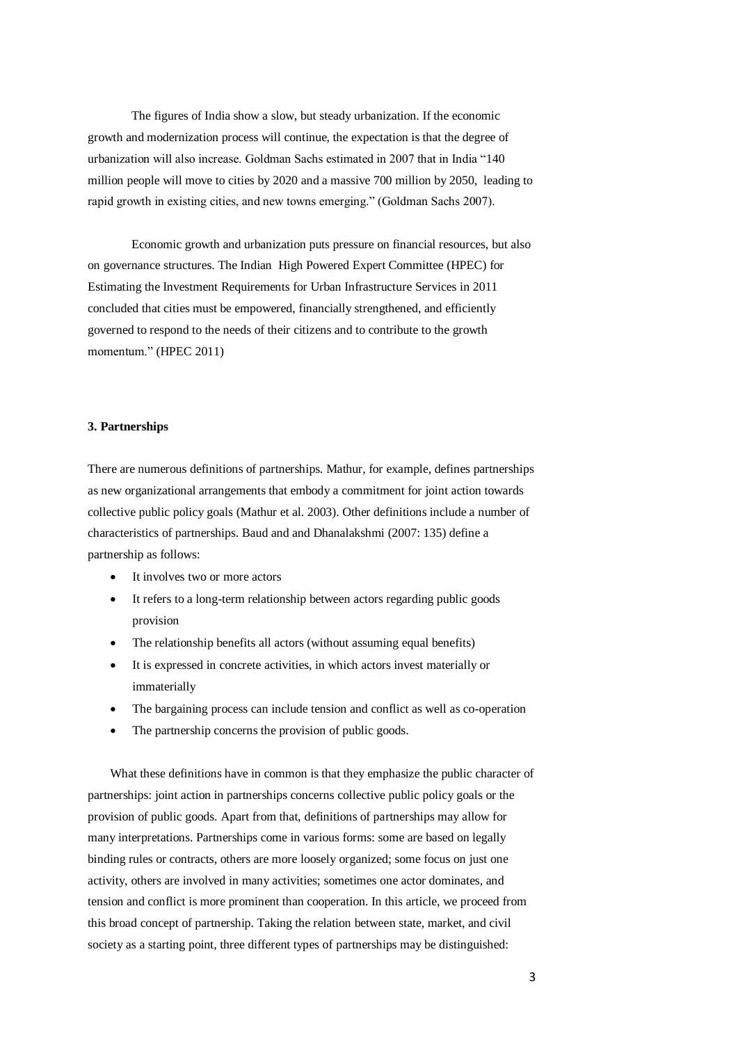The figures of India show a slow, but steady urbanization. If the economic growth and modernization process will continue, the expectation is that the degree of urbanization will also increase. Goldman Sachs estimated in 2007 that in India "140 million people will move to cities by 2020 and a massive 700 million by 2050, leading to rapid growth in existing cities, and new towns emerging." (Goldman Sachs 2007).

Economic growth and urbanization puts pressure on financial resources, but also on governance structures. The Indian High Powered Expert Committee (HPEC) for Estimating the Investment Requirements for Urban Infrastructure Services in 2011 concluded that cities must be empowered, financially strengthened, and efficiently governed to respond to the needs of their citizens and to contribute to the growth momentum." (HPEC 2011)

### 3. Partnerships

There are numerous definitions of partnerships. Mathur, for example, defines partnerships as new organizational arrangements that embody a commitment for joint action towards collective public policy goals (Mathur et al. 2003). Other definitions include a number of characteristics of partnerships. Baud and and Dhanalakshmi (2007: 135) define a partnership as follows:

- It involves two or more actors
- It refers to a long-term relationship between actors regarding public goods provision
- The relationship benefits all actors (without assuming equal benefits)
- It is expressed in concrete activities, in which actors invest materially or immaterially
- The bargaining process can include tension and conflict as well as co-operation
- The partnership concerns the provision of public goods.

What these definitions have in common is that they emphasize the public character of partnerships: joint action in partnerships concerns collective public policy goals or the provision of public goods. Apart from that, definitions of partnerships may allow for many interpretations. Partnerships come in various forms: some are based on legally binding rules or contracts, others are more loosely organized; some focus on just one activity, others are involved in many activities; sometimes one actor dominates, and tension and conflict is more prominent than cooperation. In this article, we proceed from this broad concept of partnership. Taking the relation between state, market, and civil society as a starting point, three different types of partnerships may be distinguished: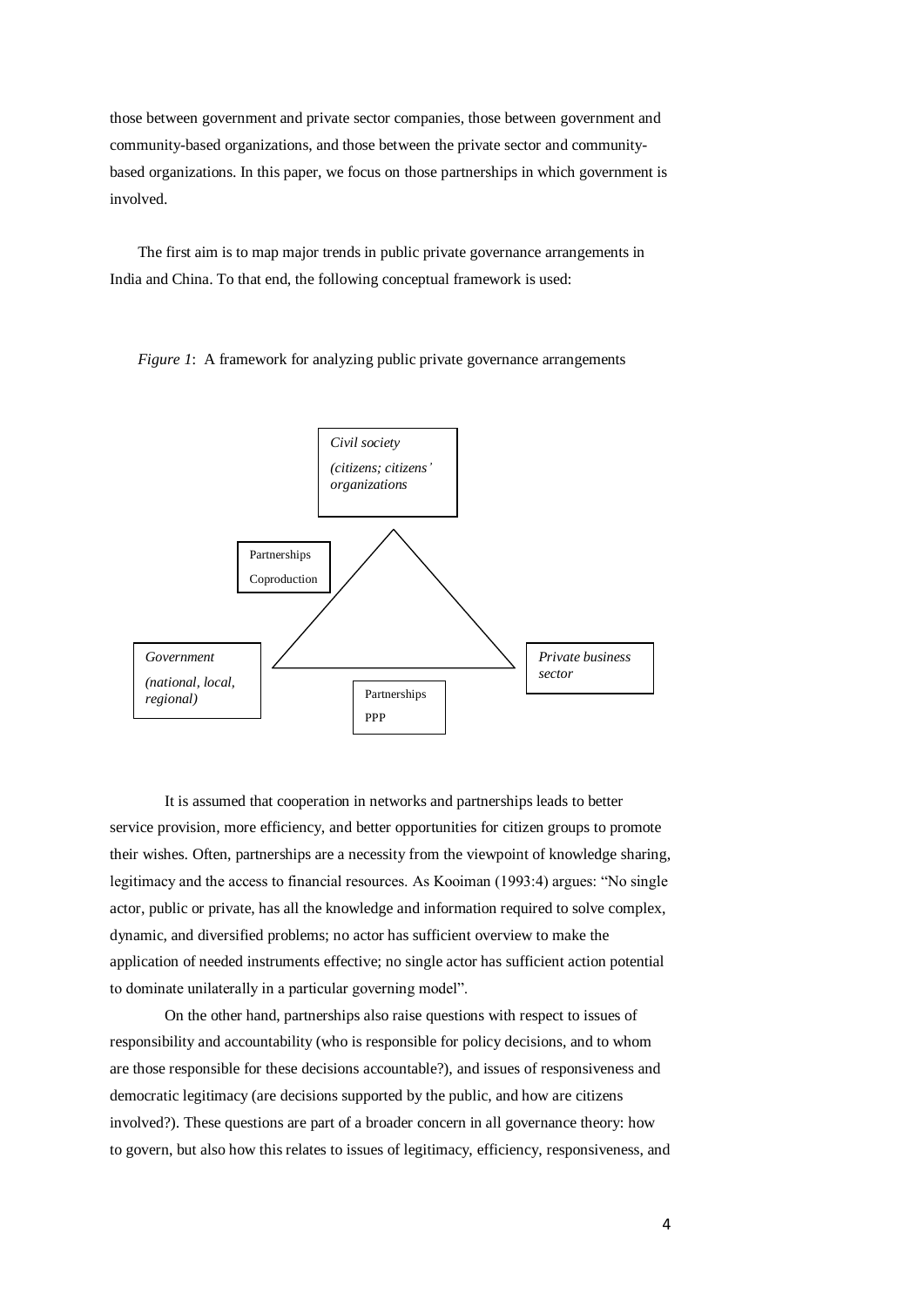those between government and private sector companies, those between government and community-based organizations, and those between the private sector and community-based organizations. In this paper, we focus on those partnerships in which government is involved.

The first aim is to map major trends in public private governance arrangements in India and China. To that end, the following conceptual framework is used:

*Figure 1*: A framework for analyzing public private governance arrangements

*Civil society*
*(citizens; citizens' organizations*

Partnerships
Coproduction

*Government*
*(national, local, regional)*

*Private business sector*

Partnerships
PPP

It is assumed that cooperation in networks and partnerships leads to better service provision, more efficiency, and better opportunities for citizen groups to promote their wishes. Often, partnerships are a necessity from the viewpoint of knowledge sharing, legitimacy and the access to financial resources. As Kooiman (1993:4) argues: "No single actor, public or private, has all the knowledge and information required to solve complex, dynamic, and diversified problems; no actor has sufficient overview to make the application of needed instruments effective; no single actor has sufficient action potential to dominate unilaterally in a particular governing model".

On the other hand, partnerships also raise questions with respect to issues of responsibility and accountability (who is responsible for policy decisions, and to whom are those responsible for these decisions accountable?), and issues of responsiveness and democratic legitimacy (are decisions supported by the public, and how are citizens involved?). These questions are part of a broader concern in all governance theory: how to govern, but also how this relates to issues of legitimacy, efficiency, responsiveness, and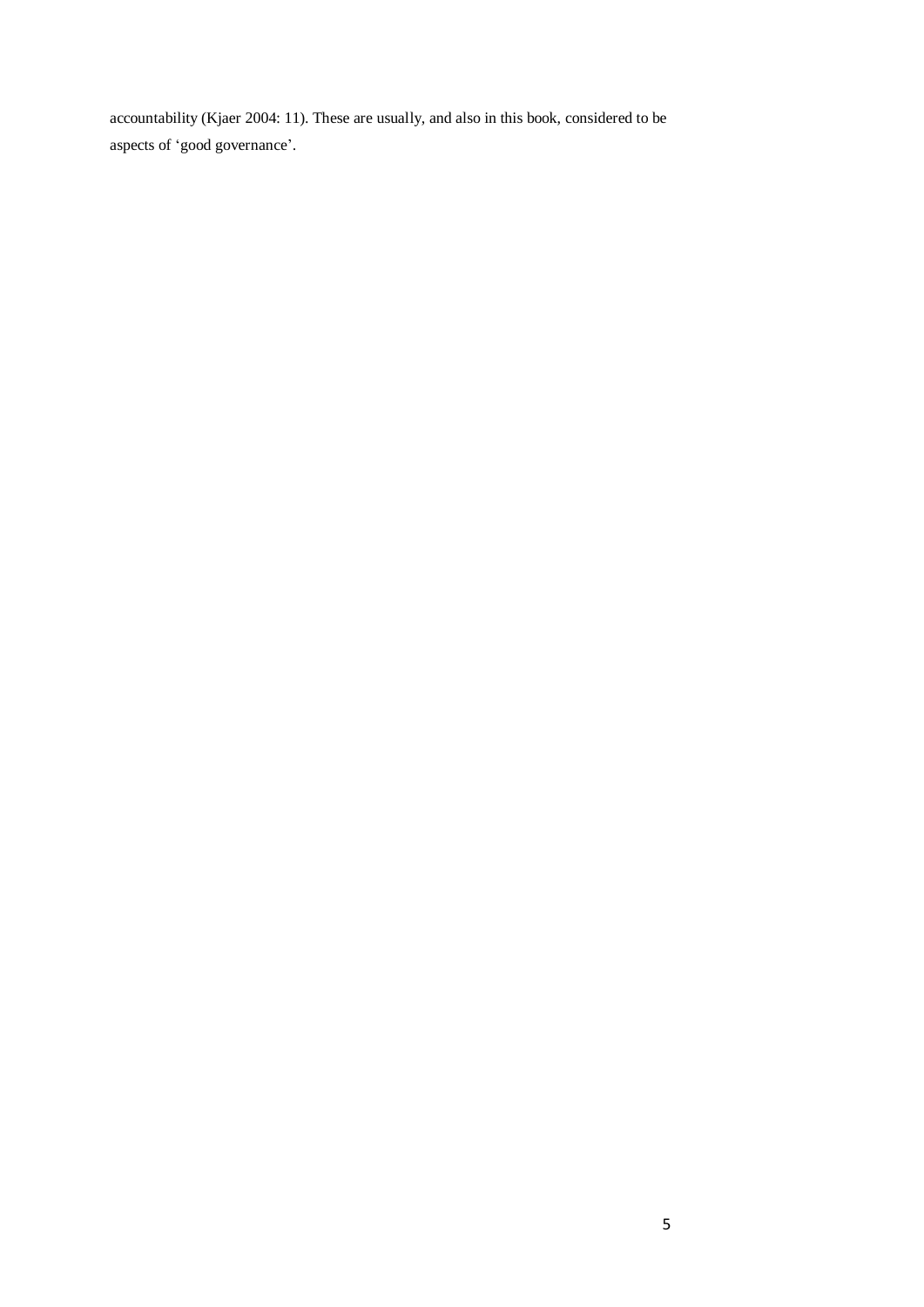accountability (Kjaer 2004: 11). These are usually, and also in this book, considered to be aspects of 'good governance'.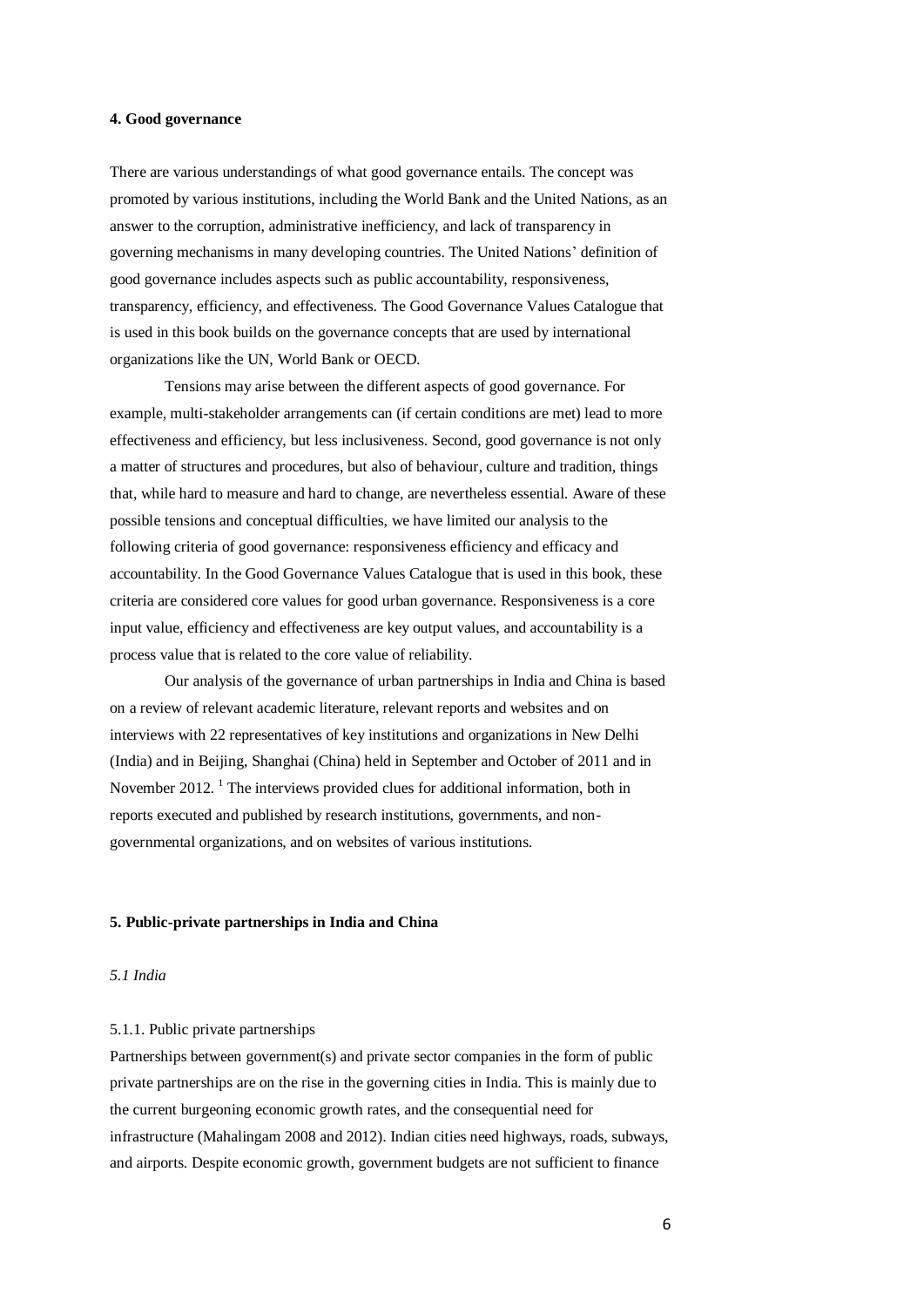## 4. Good governance

There are various understandings of what good governance entails. The concept was promoted by various institutions, including the World Bank and the United Nations, as an answer to the corruption, administrative inefficiency, and lack of transparency in governing mechanisms in many developing countries. The United Nations' definition of good governance includes aspects such as public accountability, responsiveness, transparency, efficiency, and effectiveness. The Good Governance Values Catalogue that is used in this book builds on the governance concepts that are used by international organizations like the UN, World Bank or OECD.

Tensions may arise between the different aspects of good governance. For example, multi-stakeholder arrangements can (if certain conditions are met) lead to more effectiveness and efficiency, but less inclusiveness. Second, good governance is not only a matter of structures and procedures, but also of behaviour, culture and tradition, things that, while hard to measure and hard to change, are nevertheless essential. Aware of these possible tensions and conceptual difficulties, we have limited our analysis to the following criteria of good governance: responsiveness efficiency and efficacy and accountability. In the Good Governance Values Catalogue that is used in this book, these criteria are considered core values for good urban governance. Responsiveness is a core input value, efficiency and effectiveness are key output values, and accountability is a process value that is related to the core value of reliability.

Our analysis of the governance of urban partnerships in India and China is based on a review of relevant academic literature, relevant reports and websites and on interviews with 22 representatives of key institutions and organizations in New Delhi (India) and in Beijing, Shanghai (China) held in September and October of 2011 and in November 2012. [1] The interviews provided clues for additional information, both in reports executed and published by research institutions, governments, and non-governmental organizations, and on websites of various institutions.

## 5. Public-private partnerships in India and China

### *5.1 India*

#### 5.1.1. Public private partnerships

Partnerships between government(s) and private sector companies in the form of public private partnerships are on the rise in the governing cities in India. This is mainly due to the current burgeoning economic growth rates, and the consequential need for infrastructure (Mahalingam 2008 and 2012). Indian cities need highways, roads, subways, and airports. Despite economic growth, government budgets are not sufficient to finance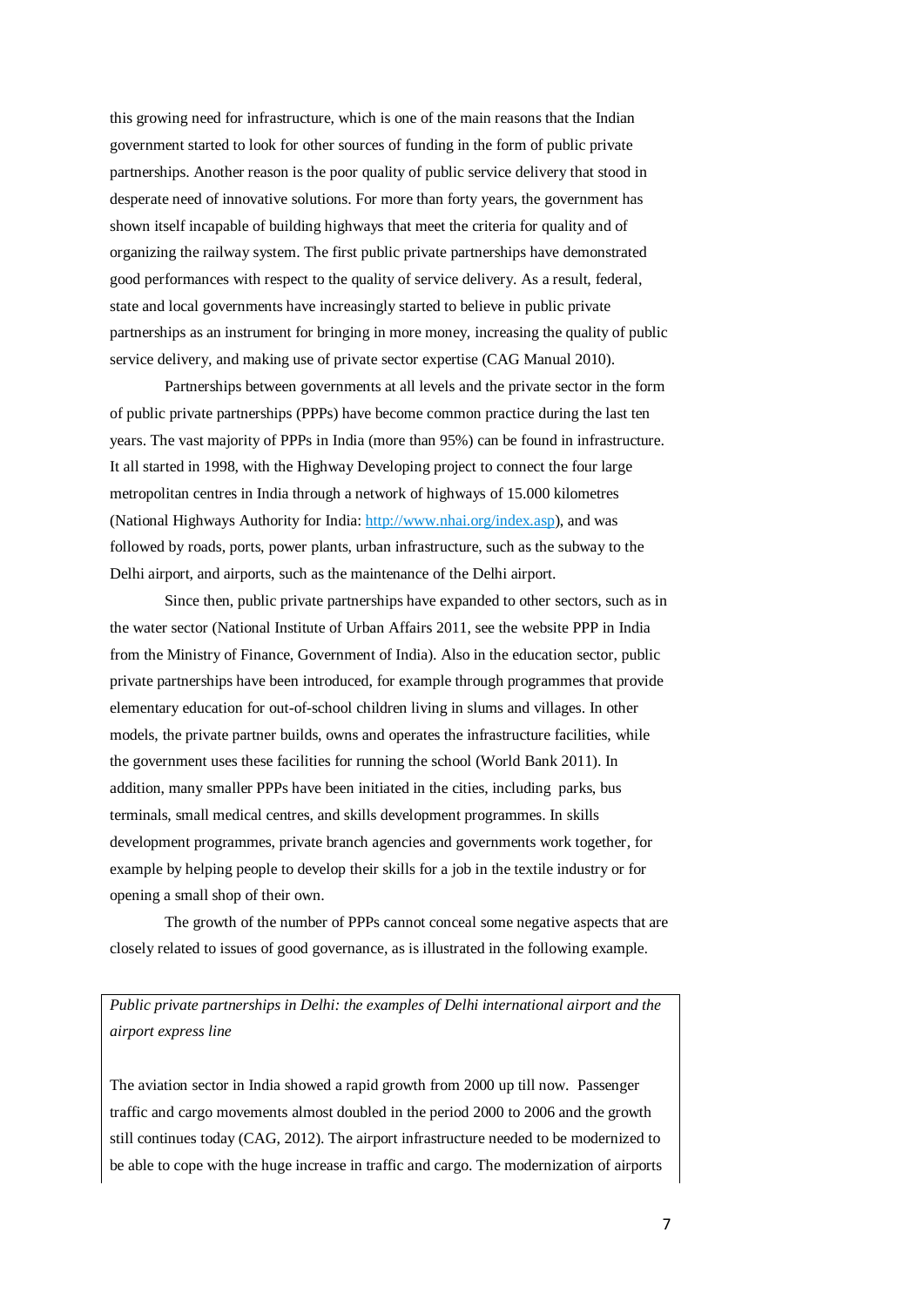this growing need for infrastructure, which is one of the main reasons that the Indian government started to look for other sources of funding in the form of public private partnerships. Another reason is the poor quality of public service delivery that stood in desperate need of innovative solutions. For more than forty years, the government has shown itself incapable of building highways that meet the criteria for quality and of organizing the railway system. The first public private partnerships have demonstrated good performances with respect to the quality of service delivery. As a result, federal, state and local governments have increasingly started to believe in public private partnerships as an instrument for bringing in more money, increasing the quality of public service delivery, and making use of private sector expertise (CAG Manual 2010).

Partnerships between governments at all levels and the private sector in the form of public private partnerships (PPPs) have become common practice during the last ten years. The vast majority of PPPs in India (more than 95%) can be found in infrastructure. It all started in 1998, with the Highway Developing project to connect the four large metropolitan centres in India through a network of highways of 15.000 kilometres (National Highways Authority for India: [http://www.nhai.org/index.asp](http://www.nhai.org/index.asp)), and was followed by roads, ports, power plants, urban infrastructure, such as the subway to the Delhi airport, and airports, such as the maintenance of the Delhi airport.

Since then, public private partnerships have expanded to other sectors, such as in the water sector (National Institute of Urban Affairs 2011, see the website PPP in India from the Ministry of Finance, Government of India). Also in the education sector, public private partnerships have been introduced, for example through programmes that provide elementary education for out-of-school children living in slums and villages. In other models, the private partner builds, owns and operates the infrastructure facilities, while the government uses these facilities for running the school (World Bank 2011). In addition, many smaller PPPs have been initiated in the cities, including parks, bus terminals, small medical centres, and skills development programmes. In skills development programmes, private branch agencies and governments work together, for example by helping people to develop their skills for a job in the textile industry or for opening a small shop of their own.

The growth of the number of PPPs cannot conceal some negative aspects that are closely related to issues of good governance, as is illustrated in the following example.

*Public private partnerships in Delhi: the examples of Delhi international airport and the airport express line*

The aviation sector in India showed a rapid growth from 2000 up till now. Passenger traffic and cargo movements almost doubled in the period 2000 to 2006 and the growth still continues today (CAG, 2012). The airport infrastructure needed to be modernized to be able to cope with the huge increase in traffic and cargo. The modernization of airports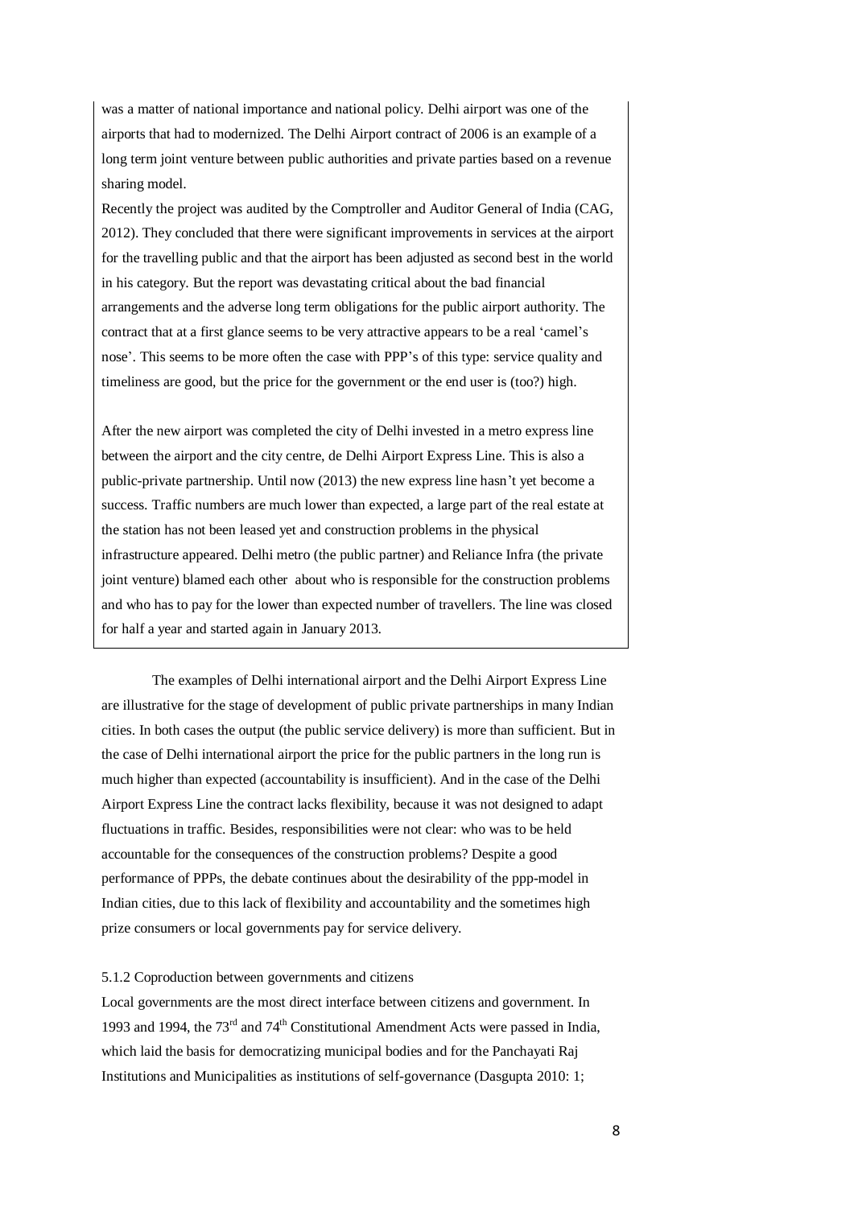was a matter of national importance and national policy. Delhi airport was one of the airports that had to modernized. The Delhi Airport contract of 2006 is an example of a long term joint venture between public authorities and private parties based on a revenue sharing model.

Recently the project was audited by the Comptroller and Auditor General of India (CAG, 2012). They concluded that there were significant improvements in services at the airport for the travelling public and that the airport has been adjusted as second best in the world in his category. But the report was devastating critical about the bad financial arrangements and the adverse long term obligations for the public airport authority. The contract that at a first glance seems to be very attractive appears to be a real 'camel's nose'. This seems to be more often the case with PPP's of this type: service quality and timeliness are good, but the price for the government or the end user is (too?) high.

After the new airport was completed the city of Delhi invested in a metro express line between the airport and the city centre, de Delhi Airport Express Line. This is also a public-private partnership. Until now (2013) the new express line hasn't yet become a success. Traffic numbers are much lower than expected, a large part of the real estate at the station has not been leased yet and construction problems in the physical infrastructure appeared. Delhi metro (the public partner) and Reliance Infra (the private joint venture) blamed each other about who is responsible for the construction problems and who has to pay for the lower than expected number of travellers. The line was closed for half a year and started again in January 2013.

The examples of Delhi international airport and the Delhi Airport Express Line are illustrative for the stage of development of public private partnerships in many Indian cities. In both cases the output (the public service delivery) is more than sufficient. But in the case of Delhi international airport the price for the public partners in the long run is much higher than expected (accountability is insufficient). And in the case of the Delhi Airport Express Line the contract lacks flexibility, because it was not designed to adapt fluctuations in traffic. Besides, responsibilities were not clear: who was to be held accountable for the consequences of the construction problems? Despite a good performance of PPPs, the debate continues about the desirability of the ppp-model in Indian cities, due to this lack of flexibility and accountability and the sometimes high prize consumers or local governments pay for service delivery.

### 5.1.2 Coproduction between governments and citizens

Local governments are the most direct interface between citizens and government. In 1993 and 1994, the 73rd and 74th Constitutional Amendment Acts were passed in India, which laid the basis for democratizing municipal bodies and for the Panchayati Raj Institutions and Municipalities as institutions of self-governance (Dasgupta 2010: 1;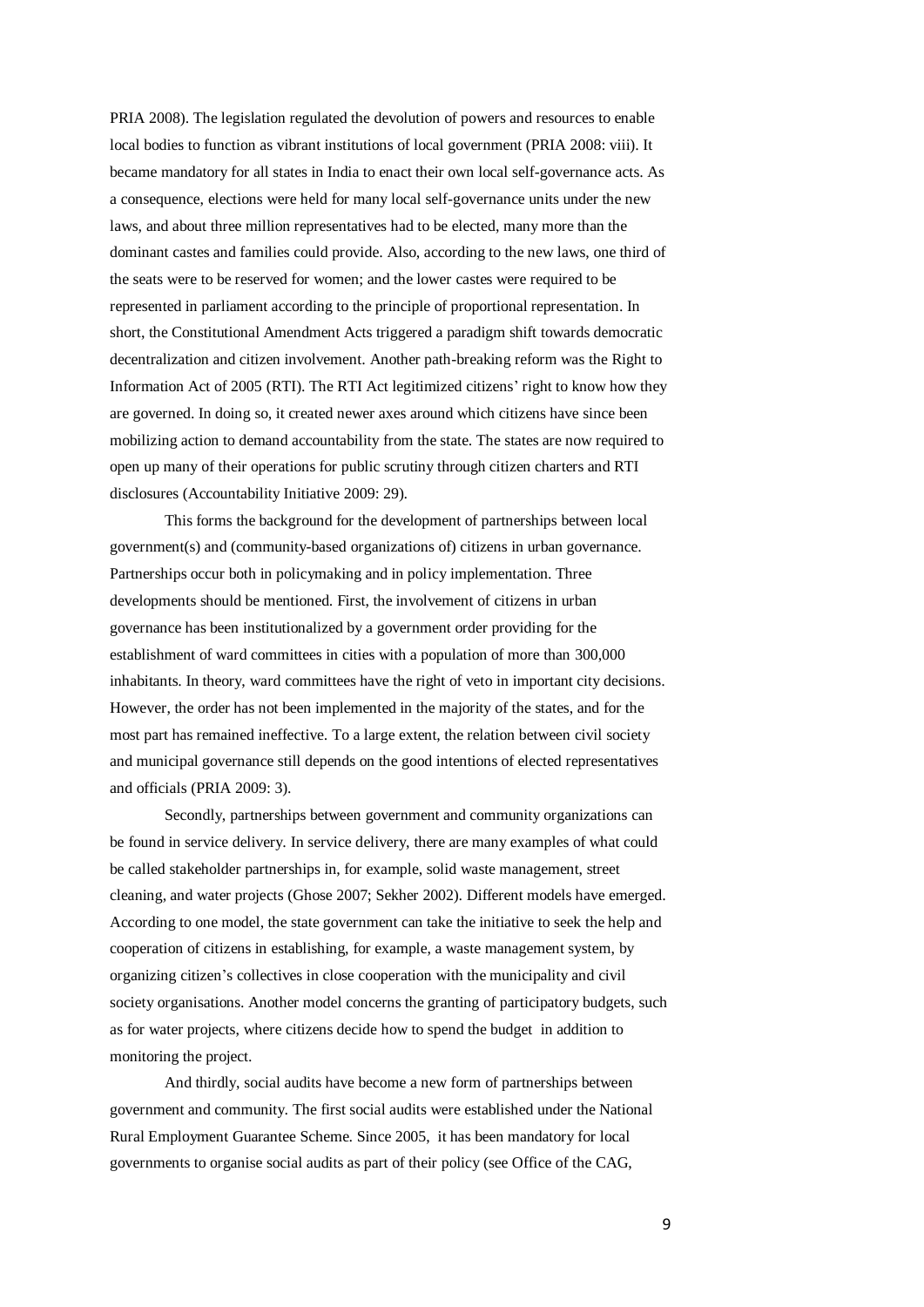PRIA 2008). The legislation regulated the devolution of powers and resources to enable local bodies to function as vibrant institutions of local government (PRIA 2008: viii). It became mandatory for all states in India to enact their own local self-governance acts. As a consequence, elections were held for many local self-governance units under the new laws, and about three million representatives had to be elected, many more than the dominant castes and families could provide. Also, according to the new laws, one third of the seats were to be reserved for women; and the lower castes were required to be represented in parliament according to the principle of proportional representation. In short, the Constitutional Amendment Acts triggered a paradigm shift towards democratic decentralization and citizen involvement. Another path-breaking reform was the Right to Information Act of 2005 (RTI). The RTI Act legitimized citizens' right to know how they are governed. In doing so, it created newer axes around which citizens have since been mobilizing action to demand accountability from the state. The states are now required to open up many of their operations for public scrutiny through citizen charters and RTI disclosures (Accountability Initiative 2009: 29).

This forms the background for the development of partnerships between local government(s) and (community-based organizations of) citizens in urban governance. Partnerships occur both in policymaking and in policy implementation. Three developments should be mentioned. First, the involvement of citizens in urban governance has been institutionalized by a government order providing for the establishment of ward committees in cities with a population of more than 300,000 inhabitants. In theory, ward committees have the right of veto in important city decisions. However, the order has not been implemented in the majority of the states, and for the most part has remained ineffective. To a large extent, the relation between civil society and municipal governance still depends on the good intentions of elected representatives and officials (PRIA 2009: 3).

Secondly, partnerships between government and community organizations can be found in service delivery. In service delivery, there are many examples of what could be called stakeholder partnerships in, for example, solid waste management, street cleaning, and water projects (Ghose 2007; Sekher 2002). Different models have emerged. According to one model, the state government can take the initiative to seek the help and cooperation of citizens in establishing, for example, a waste management system, by organizing citizen's collectives in close cooperation with the municipality and civil society organisations. Another model concerns the granting of participatory budgets, such as for water projects, where citizens decide how to spend the budget in addition to monitoring the project.

And thirdly, social audits have become a new form of partnerships between government and community. The first social audits were established under the National Rural Employment Guarantee Scheme. Since 2005, it has been mandatory for local governments to organise social audits as part of their policy (see Office of the CAG,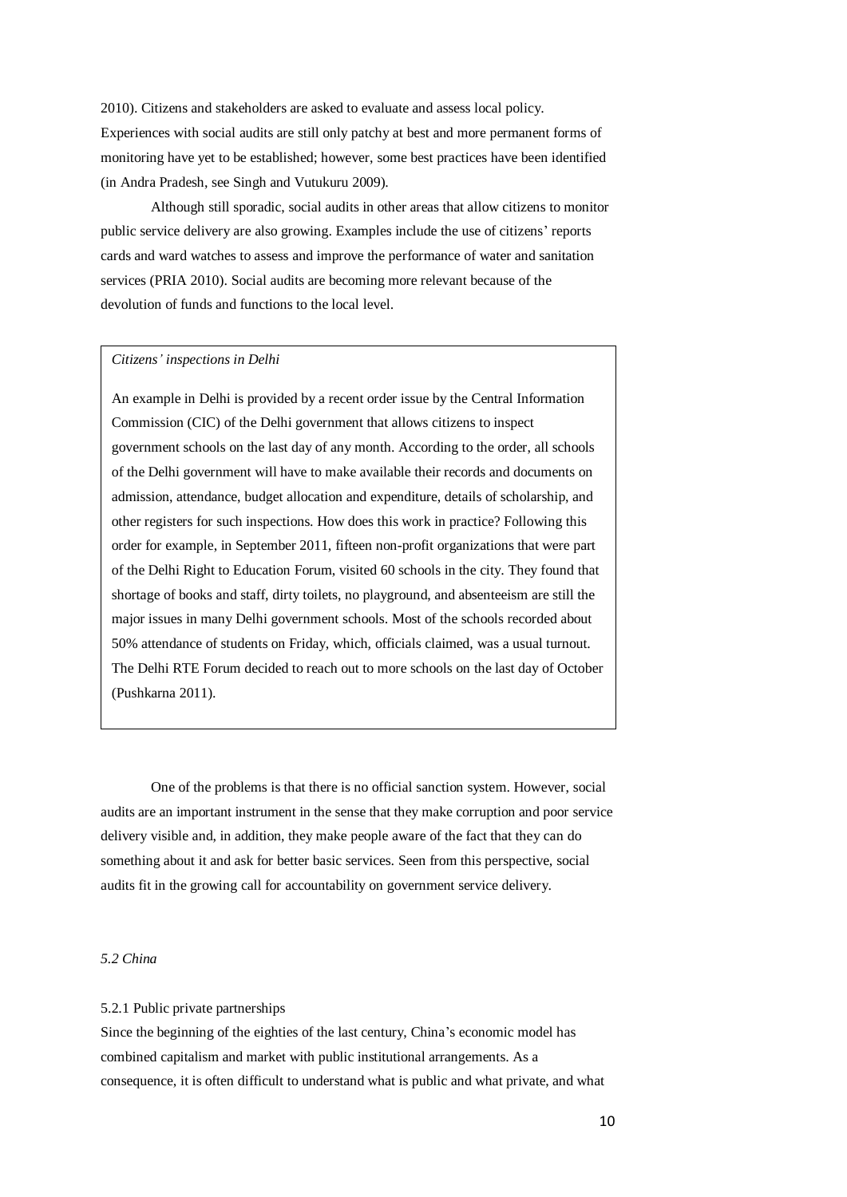2010). Citizens and stakeholders are asked to evaluate and assess local policy. Experiences with social audits are still only patchy at best and more permanent forms of monitoring have yet to be established; however, some best practices have been identified (in Andra Pradesh, see Singh and Vutukuru 2009).

Although still sporadic, social audits in other areas that allow citizens to monitor public service delivery are also growing. Examples include the use of citizens' reports cards and ward watches to assess and improve the performance of water and sanitation services (PRIA 2010). Social audits are becoming more relevant because of the devolution of funds and functions to the local level.

> *Citizens' inspections in Delhi*
>
> An example in Delhi is provided by a recent order issue by the Central Information Commission (CIC) of the Delhi government that allows citizens to inspect government schools on the last day of any month. According to the order, all schools of the Delhi government will have to make available their records and documents on admission, attendance, budget allocation and expenditure, details of scholarship, and other registers for such inspections. How does this work in practice? Following this order for example, in September 2011, fifteen non-profit organizations that were part of the Delhi Right to Education Forum, visited 60 schools in the city. They found that shortage of books and staff, dirty toilets, no playground, and absenteeism are still the major issues in many Delhi government schools. Most of the schools recorded about 50% attendance of students on Friday, which, officials claimed, was a usual turnout. The Delhi RTE Forum decided to reach out to more schools on the last day of October (Pushkarna 2011).

One of the problems is that there is no official sanction system. However, social audits are an important instrument in the sense that they make corruption and poor service delivery visible and, in addition, they make people aware of the fact that they can do something about it and ask for better basic services. Seen from this perspective, social audits fit in the growing call for accountability on government service delivery.

### *5.2 China*

#### 5.2.1 Public private partnerships

Since the beginning of the eighties of the last century, China's economic model has combined capitalism and market with public institutional arrangements. As a consequence, it is often difficult to understand what is public and what private, and what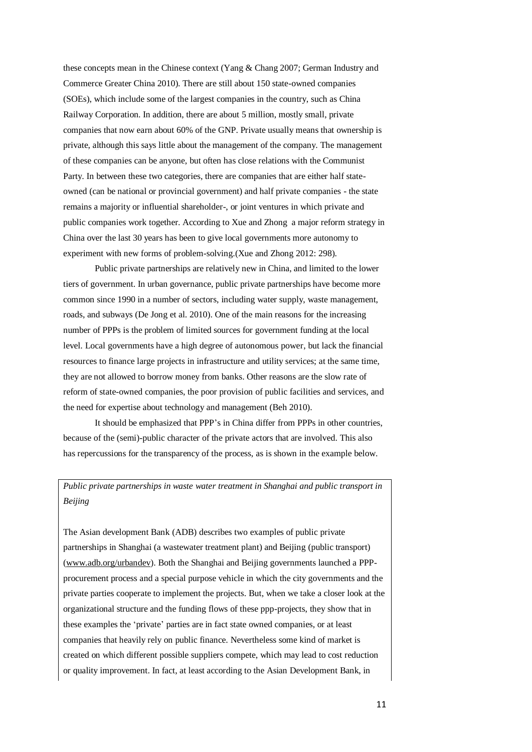these concepts mean in the Chinese context (Yang & Chang 2007; German Industry and Commerce Greater China 2010). There are still about 150 state-owned companies (SOEs), which include some of the largest companies in the country, such as China Railway Corporation. In addition, there are about 5 million, mostly small, private companies that now earn about 60% of the GNP. Private usually means that ownership is private, although this says little about the management of the company. The management of these companies can be anyone, but often has close relations with the Communist Party. In between these two categories, there are companies that are either half state-owned (can be national or provincial government) and half private companies - the state remains a majority or influential shareholder-, or joint ventures in which private and public companies work together. According to Xue and Zhong a major reform strategy in China over the last 30 years has been to give local governments more autonomy to experiment with new forms of problem-solving.(Xue and Zhong 2012: 298).

Public private partnerships are relatively new in China, and limited to the lower tiers of government. In urban governance, public private partnerships have become more common since 1990 in a number of sectors, including water supply, waste management, roads, and subways (De Jong et al. 2010). One of the main reasons for the increasing number of PPPs is the problem of limited sources for government funding at the local level. Local governments have a high degree of autonomous power, but lack the financial resources to finance large projects in infrastructure and utility services; at the same time, they are not allowed to borrow money from banks. Other reasons are the slow rate of reform of state-owned companies, the poor provision of public facilities and services, and the need for expertise about technology and management (Beh 2010).

It should be emphasized that PPP's in China differ from PPPs in other countries, because of the (semi)-public character of the private actors that are involved. This also has repercussions for the transparency of the process, as is shown in the example below.

*Public private partnerships in waste water treatment in Shanghai and public transport in Beijing*

The Asian development Bank (ADB) describes two examples of public private partnerships in Shanghai (a wastewater treatment plant) and Beijing (public transport) (www.adb.org/urbandev). Both the Shanghai and Beijing governments launched a PPP-procurement process and a special purpose vehicle in which the city governments and the private parties cooperate to implement the projects. But, when we take a closer look at the organizational structure and the funding flows of these ppp-projects, they show that in these examples the 'private' parties are in fact state owned companies, or at least companies that heavily rely on public finance. Nevertheless some kind of market is created on which different possible suppliers compete, which may lead to cost reduction or quality improvement. In fact, at least according to the Asian Development Bank, in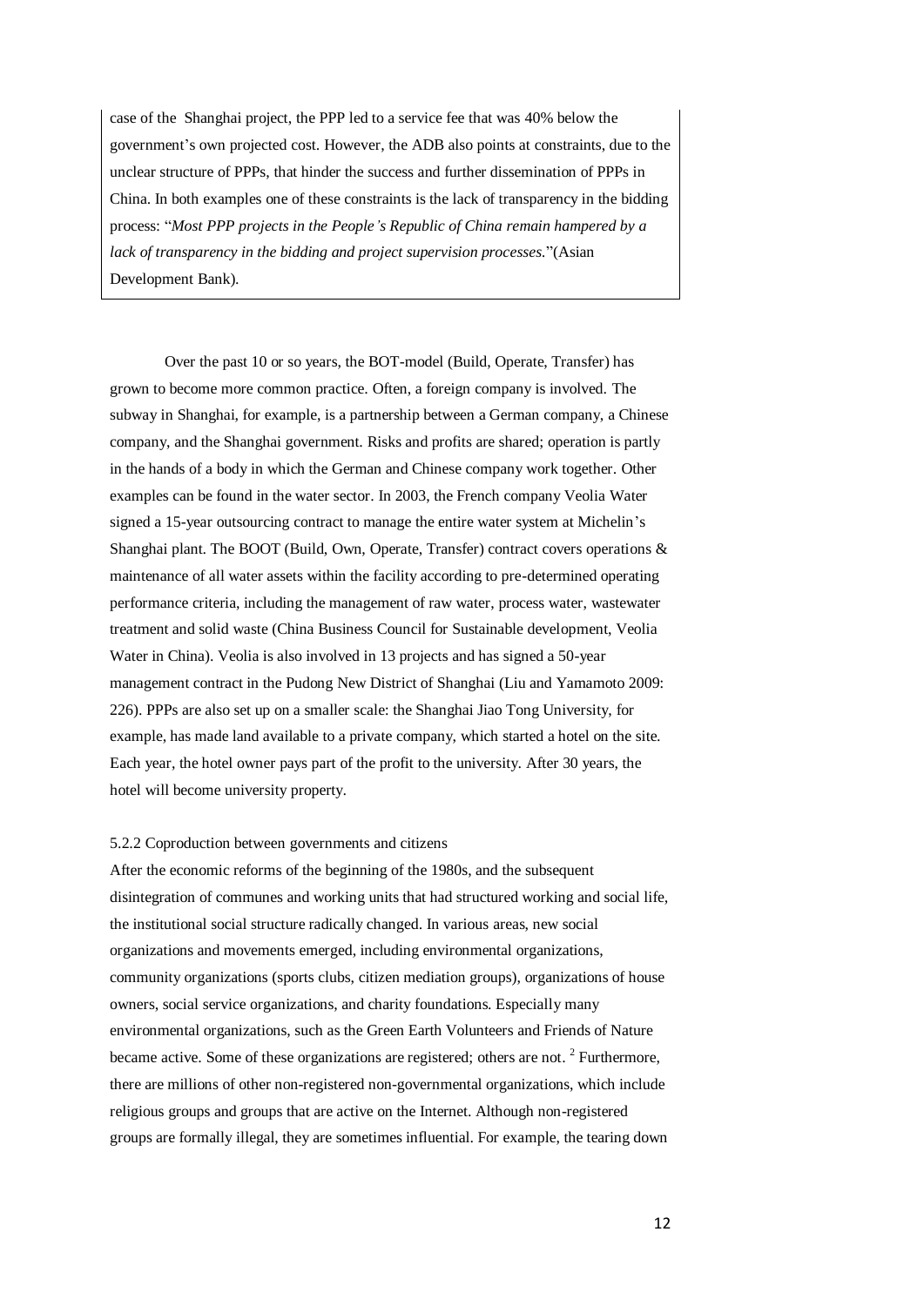case of the Shanghai project, the PPP led to a service fee that was 40% below the government's own projected cost. However, the ADB also points at constraints, due to the unclear structure of PPPs, that hinder the success and further dissemination of PPPs in China. In both examples one of these constraints is the lack of transparency in the bidding process: "*Most PPP projects in the People's Republic of China remain hampered by a lack of transparency in the bidding and project supervision processes.*"(Asian Development Bank).

Over the past 10 or so years, the BOT-model (Build, Operate, Transfer) has grown to become more common practice. Often, a foreign company is involved. The subway in Shanghai, for example, is a partnership between a German company, a Chinese company, and the Shanghai government. Risks and profits are shared; operation is partly in the hands of a body in which the German and Chinese company work together. Other examples can be found in the water sector. In 2003, the French company Veolia Water signed a 15-year outsourcing contract to manage the entire water system at Michelin's Shanghai plant. The BOOT (Build, Own, Operate, Transfer) contract covers operations & maintenance of all water assets within the facility according to pre-determined operating performance criteria, including the management of raw water, process water, wastewater treatment and solid waste (China Business Council for Sustainable development, Veolia Water in China). Veolia is also involved in 13 projects and has signed a 50-year management contract in the Pudong New District of Shanghai (Liu and Yamamoto 2009: 226). PPPs are also set up on a smaller scale: the Shanghai Jiao Tong University, for example, has made land available to a private company, which started a hotel on the site. Each year, the hotel owner pays part of the profit to the university. After 30 years, the hotel will become university property.

### 5.2.2 Coproduction between governments and citizens

After the economic reforms of the beginning of the 1980s, and the subsequent disintegration of communes and working units that had structured working and social life, the institutional social structure radically changed. In various areas, new social organizations and movements emerged, including environmental organizations, community organizations (sports clubs, citizen mediation groups), organizations of house owners, social service organizations, and charity foundations. Especially many environmental organizations, such as the Green Earth Volunteers and Friends of Nature became active. Some of these organizations are registered; others are not. [2] Furthermore, there are millions of other non-registered non-governmental organizations, which include religious groups and groups that are active on the Internet. Although non-registered groups are formally illegal, they are sometimes influential. For example, the tearing down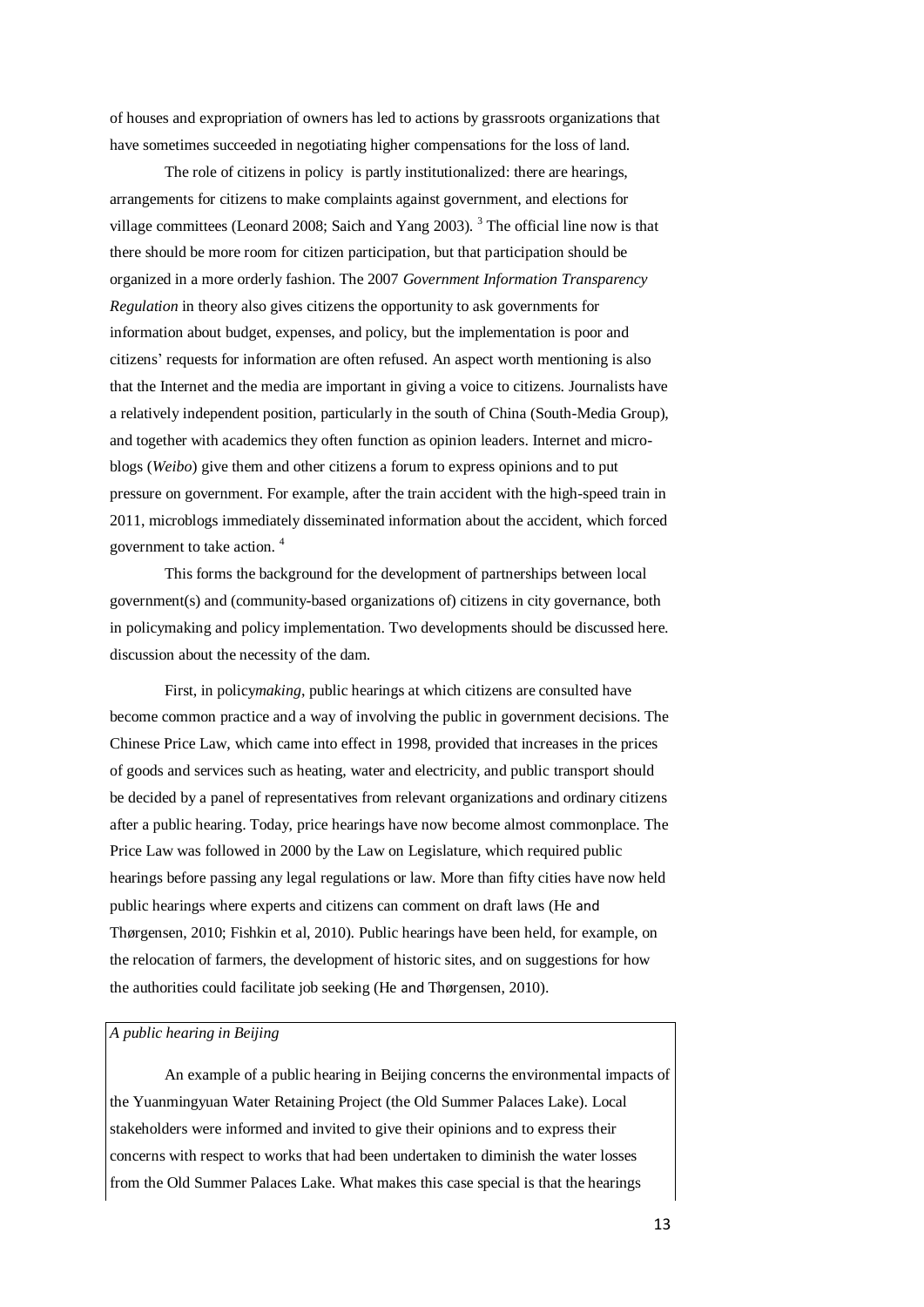of houses and expropriation of owners has led to actions by grassroots organizations that have sometimes succeeded in negotiating higher compensations for the loss of land.

The role of citizens in policy is partly institutionalized: there are hearings, arrangements for citizens to make complaints against government, and elections for village committees (Leonard 2008; Saich and Yang 2003). [3] The official line now is that there should be more room for citizen participation, but that participation should be organized in a more orderly fashion. The 2007 *Government Information Transparency Regulation* in theory also gives citizens the opportunity to ask governments for information about budget, expenses, and policy, but the implementation is poor and citizens' requests for information are often refused. An aspect worth mentioning is also that the Internet and the media are important in giving a voice to citizens. Journalists have a relatively independent position, particularly in the south of China (South-Media Group), and together with academics they often function as opinion leaders. Internet and micro-blogs (*Weibo*) give them and other citizens a forum to express opinions and to put pressure on government. For example, after the train accident with the high-speed train in 2011, microblogs immediately disseminated information about the accident, which forced government to take action. [4]

This forms the background for the development of partnerships between local government(s) and (community-based organizations of) citizens in city governance, both in policymaking and policy implementation. Two developments should be discussed here. discussion about the necessity of the dam.

First, in policy*making*, public hearings at which citizens are consulted have become common practice and a way of involving the public in government decisions. The Chinese Price Law, which came into effect in 1998, provided that increases in the prices of goods and services such as heating, water and electricity, and public transport should be decided by a panel of representatives from relevant organizations and ordinary citizens after a public hearing. Today, price hearings have now become almost commonplace. The Price Law was followed in 2000 by the Law on Legislature, which required public hearings before passing any legal regulations or law. More than fifty cities have now held public hearings where experts and citizens can comment on draft laws (He and Thørgensen, 2010; Fishkin et al, 2010). Public hearings have been held, for example, on the relocation of farmers, the development of historic sites, and on suggestions for how the authorities could facilitate job seeking (He and Thørgensen, 2010).

*A public hearing in Beijing*

An example of a public hearing in Beijing concerns the environmental impacts of the Yuanmingyuan Water Retaining Project (the Old Summer Palaces Lake). Local stakeholders were informed and invited to give their opinions and to express their concerns with respect to works that had been undertaken to diminish the water losses from the Old Summer Palaces Lake. What makes this case special is that the hearings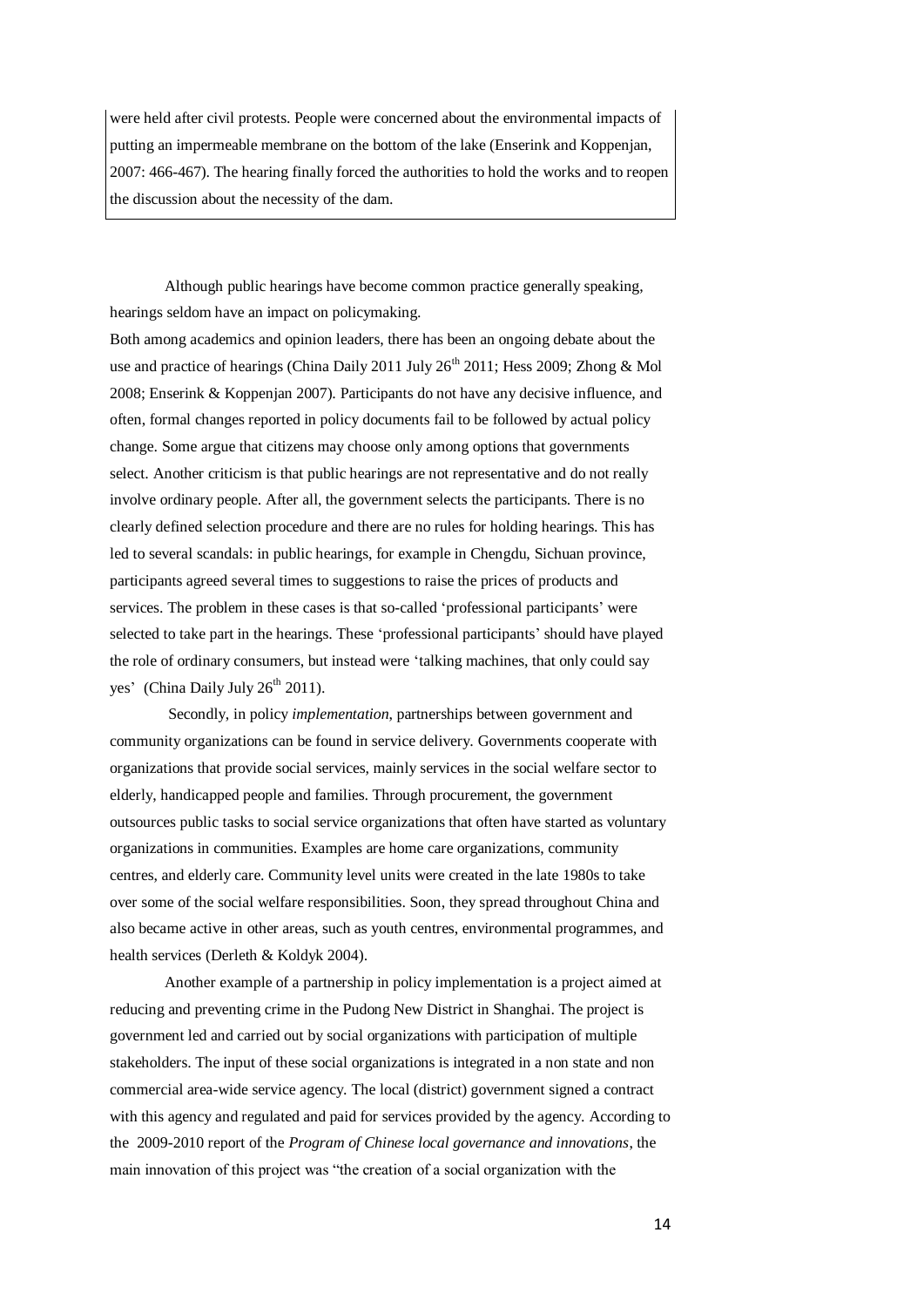were held after civil protests. People were concerned about the environmental impacts of putting an impermeable membrane on the bottom of the lake (Enserink and Koppenjan, 2007: 466-467). The hearing finally forced the authorities to hold the works and to reopen the discussion about the necessity of the dam.

Although public hearings have become common practice generally speaking, hearings seldom have an impact on policymaking.

Both among academics and opinion leaders, there has been an ongoing debate about the use and practice of hearings (China Daily 2011 July 26th 2011; Hess 2009; Zhong & Mol 2008; Enserink & Koppenjan 2007). Participants do not have any decisive influence, and often, formal changes reported in policy documents fail to be followed by actual policy change. Some argue that citizens may choose only among options that governments select. Another criticism is that public hearings are not representative and do not really involve ordinary people. After all, the government selects the participants. There is no clearly defined selection procedure and there are no rules for holding hearings. This has led to several scandals: in public hearings, for example in Chengdu, Sichuan province, participants agreed several times to suggestions to raise the prices of products and services. The problem in these cases is that so-called 'professional participants' were selected to take part in the hearings. These 'professional participants' should have played the role of ordinary consumers, but instead were 'talking machines, that only could say yes' (China Daily July 26th 2011).

Secondly, in policy *implementation*, partnerships between government and community organizations can be found in service delivery. Governments cooperate with organizations that provide social services, mainly services in the social welfare sector to elderly, handicapped people and families. Through procurement, the government outsources public tasks to social service organizations that often have started as voluntary organizations in communities. Examples are home care organizations, community centres, and elderly care. Community level units were created in the late 1980s to take over some of the social welfare responsibilities. Soon, they spread throughout China and also became active in other areas, such as youth centres, environmental programmes, and health services (Derleth & Koldyk 2004).

Another example of a partnership in policy implementation is a project aimed at reducing and preventing crime in the Pudong New District in Shanghai. The project is government led and carried out by social organizations with participation of multiple stakeholders. The input of these social organizations is integrated in a non state and non commercial area-wide service agency. The local (district) government signed a contract with this agency and regulated and paid for services provided by the agency. According to the 2009-2010 report of the *Program of Chinese local governance and innovations*, the main innovation of this project was "the creation of a social organization with the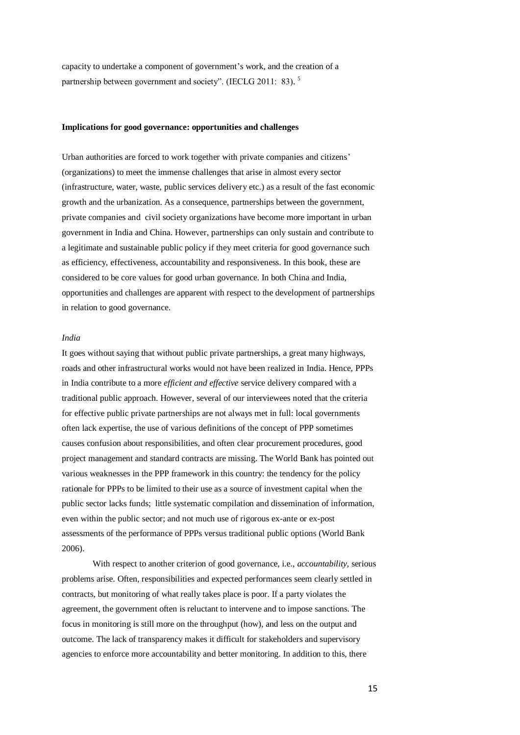capacity to undertake a component of government's work, and the creation of a partnership between government and society". (IECLG 2011: 83). [5]

**Implications for good governance: opportunities and challenges**

Urban authorities are forced to work together with private companies and citizens' (organizations) to meet the immense challenges that arise in almost every sector (infrastructure, water, waste, public services delivery etc.) as a result of the fast economic growth and the urbanization. As a consequence, partnerships between the government, private companies and civil society organizations have become more important in urban government in India and China. However, partnerships can only sustain and contribute to a legitimate and sustainable public policy if they meet criteria for good governance such as efficiency, effectiveness, accountability and responsiveness. In this book, these are considered to be core values for good urban governance. In both China and India, opportunities and challenges are apparent with respect to the development of partnerships in relation to good governance.

*India*

It goes without saying that without public private partnerships, a great many highways, roads and other infrastructural works would not have been realized in India. Hence, PPPs in India contribute to a more *efficient and effective* service delivery compared with a traditional public approach. However, several of our interviewees noted that the criteria for effective public private partnerships are not always met in full: local governments often lack expertise, the use of various definitions of the concept of PPP sometimes causes confusion about responsibilities, and often clear procurement procedures, good project management and standard contracts are missing. The World Bank has pointed out various weaknesses in the PPP framework in this country: the tendency for the policy rationale for PPPs to be limited to their use as a source of investment capital when the public sector lacks funds; little systematic compilation and dissemination of information, even within the public sector; and not much use of rigorous ex-ante or ex-post assessments of the performance of PPPs versus traditional public options (World Bank 2006).

With respect to another criterion of good governance, i.e., *accountability*, serious problems arise. Often, responsibilities and expected performances seem clearly settled in contracts, but monitoring of what really takes place is poor. If a party violates the agreement, the government often is reluctant to intervene and to impose sanctions. The focus in monitoring is still more on the throughput (how), and less on the output and outcome. The lack of transparency makes it difficult for stakeholders and supervisory agencies to enforce more accountability and better monitoring. In addition to this, there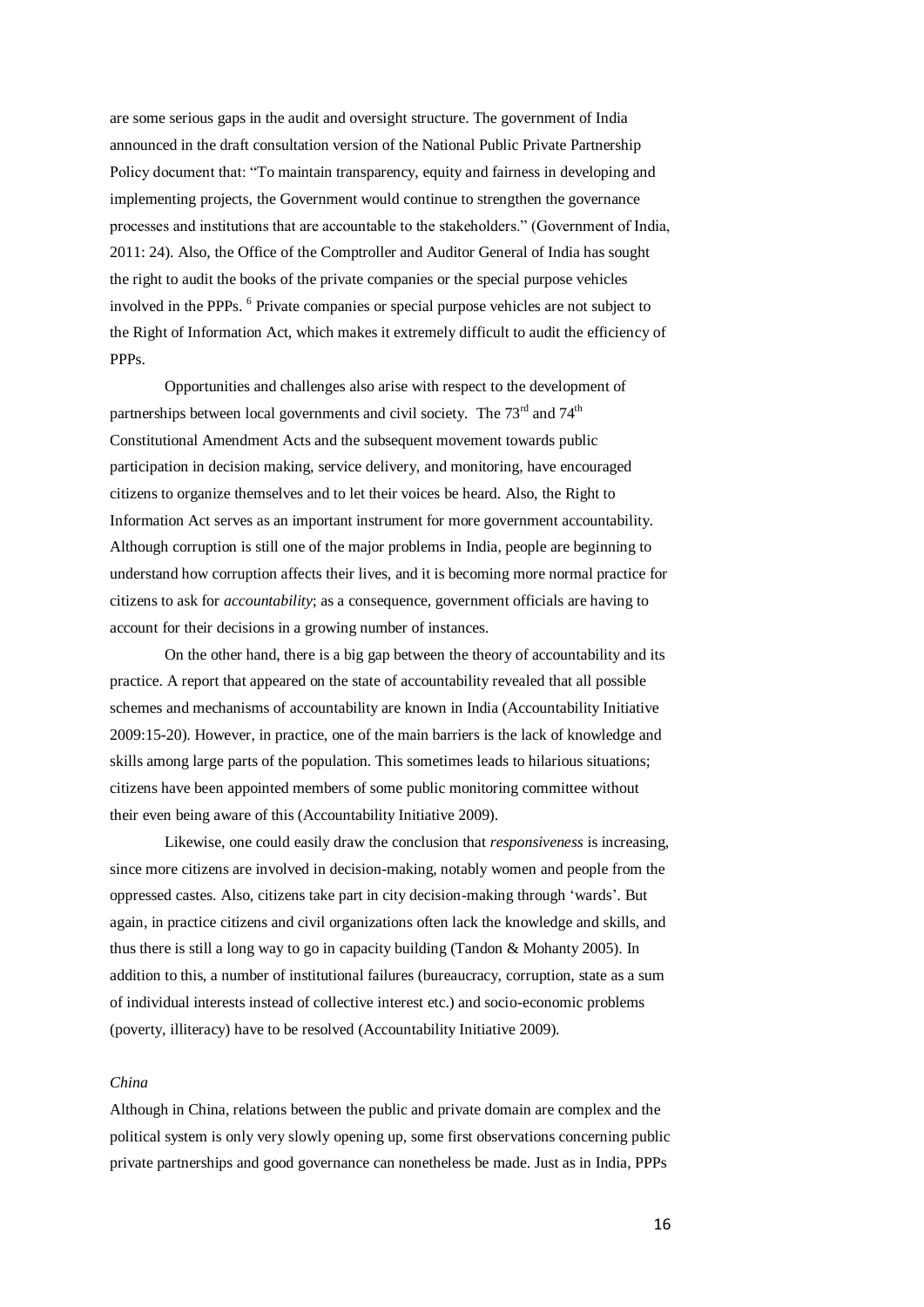are some serious gaps in the audit and oversight structure. The government of India announced in the draft consultation version of the National Public Private Partnership Policy document that: "To maintain transparency, equity and fairness in developing and implementing projects, the Government would continue to strengthen the governance processes and institutions that are accountable to the stakeholders." (Government of India, 2011: 24). Also, the Office of the Comptroller and Auditor General of India has sought the right to audit the books of the private companies or the special purpose vehicles involved in the PPPs. [6] Private companies or special purpose vehicles are not subject to the Right of Information Act, which makes it extremely difficult to audit the efficiency of PPPs.

Opportunities and challenges also arise with respect to the development of partnerships between local governments and civil society. The 73rd and 74th Constitutional Amendment Acts and the subsequent movement towards public participation in decision making, service delivery, and monitoring, have encouraged citizens to organize themselves and to let their voices be heard. Also, the Right to Information Act serves as an important instrument for more government accountability. Although corruption is still one of the major problems in India, people are beginning to understand how corruption affects their lives, and it is becoming more normal practice for citizens to ask for *accountability*; as a consequence, government officials are having to account for their decisions in a growing number of instances.

On the other hand, there is a big gap between the theory of accountability and its practice. A report that appeared on the state of accountability revealed that all possible schemes and mechanisms of accountability are known in India (Accountability Initiative 2009:15-20). However, in practice, one of the main barriers is the lack of knowledge and skills among large parts of the population. This sometimes leads to hilarious situations; citizens have been appointed members of some public monitoring committee without their even being aware of this (Accountability Initiative 2009).

Likewise, one could easily draw the conclusion that *responsiveness* is increasing, since more citizens are involved in decision-making, notably women and people from the oppressed castes. Also, citizens take part in city decision-making through 'wards'. But again, in practice citizens and civil organizations often lack the knowledge and skills, and thus there is still a long way to go in capacity building (Tandon & Mohanty 2005). In addition to this, a number of institutional failures (bureaucracy, corruption, state as a sum of individual interests instead of collective interest etc.) and socio-economic problems (poverty, illiteracy) have to be resolved (Accountability Initiative 2009).

*China*

Although in China, relations between the public and private domain are complex and the political system is only very slowly opening up, some first observations concerning public private partnerships and good governance can nonetheless be made. Just as in India, PPPs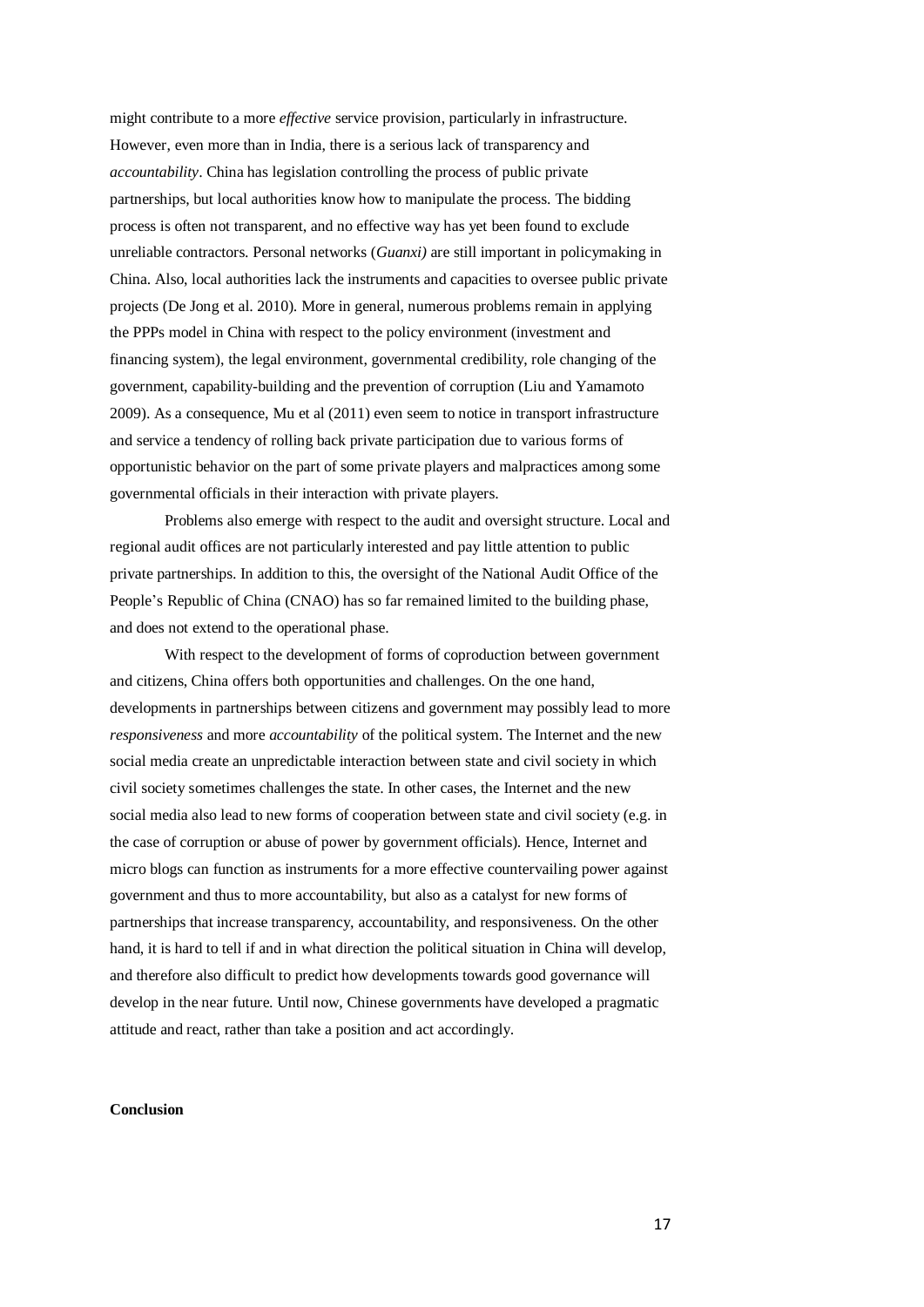might contribute to a more *effective* service provision, particularly in infrastructure. However, even more than in India, there is a serious lack of transparency and *accountability*. China has legislation controlling the process of public private partnerships, but local authorities know how to manipulate the process. The bidding process is often not transparent, and no effective way has yet been found to exclude unreliable contractors. Personal networks (*Guanxi)* are still important in policymaking in China. Also, local authorities lack the instruments and capacities to oversee public private projects (De Jong et al. 2010). More in general, numerous problems remain in applying the PPPs model in China with respect to the policy environment (investment and financing system), the legal environment, governmental credibility, role changing of the government, capability-building and the prevention of corruption (Liu and Yamamoto 2009). As a consequence, Mu et al (2011) even seem to notice in transport infrastructure and service a tendency of rolling back private participation due to various forms of opportunistic behavior on the part of some private players and malpractices among some governmental officials in their interaction with private players.

Problems also emerge with respect to the audit and oversight structure. Local and regional audit offices are not particularly interested and pay little attention to public private partnerships. In addition to this, the oversight of the National Audit Office of the People's Republic of China (CNAO) has so far remained limited to the building phase, and does not extend to the operational phase.

With respect to the development of forms of coproduction between government and citizens, China offers both opportunities and challenges. On the one hand, developments in partnerships between citizens and government may possibly lead to more *responsiveness* and more *accountability* of the political system. The Internet and the new social media create an unpredictable interaction between state and civil society in which civil society sometimes challenges the state. In other cases, the Internet and the new social media also lead to new forms of cooperation between state and civil society (e.g. in the case of corruption or abuse of power by government officials). Hence, Internet and micro blogs can function as instruments for a more effective countervailing power against government and thus to more accountability, but also as a catalyst for new forms of partnerships that increase transparency, accountability, and responsiveness. On the other hand, it is hard to tell if and in what direction the political situation in China will develop, and therefore also difficult to predict how developments towards good governance will develop in the near future. Until now, Chinese governments have developed a pragmatic attitude and react, rather than take a position and act accordingly.

**Conclusion**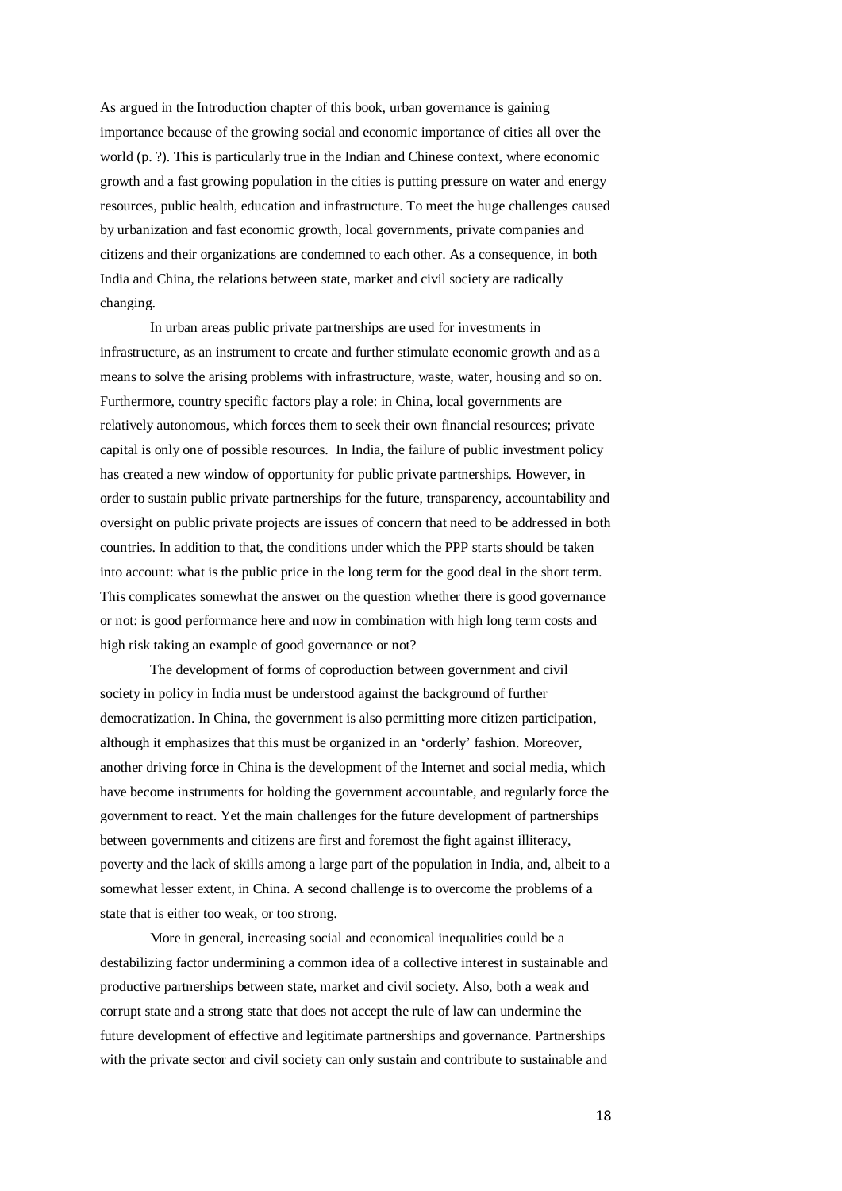As argued in the Introduction chapter of this book, urban governance is gaining importance because of the growing social and economic importance of cities all over the world (p. ?). This is particularly true in the Indian and Chinese context, where economic growth and a fast growing population in the cities is putting pressure on water and energy resources, public health, education and infrastructure. To meet the huge challenges caused by urbanization and fast economic growth, local governments, private companies and citizens and their organizations are condemned to each other. As a consequence, in both India and China, the relations between state, market and civil society are radically changing.

In urban areas public private partnerships are used for investments in infrastructure, as an instrument to create and further stimulate economic growth and as a means to solve the arising problems with infrastructure, waste, water, housing and so on. Furthermore, country specific factors play a role: in China, local governments are relatively autonomous, which forces them to seek their own financial resources; private capital is only one of possible resources. In India, the failure of public investment policy has created a new window of opportunity for public private partnerships. However, in order to sustain public private partnerships for the future, transparency, accountability and oversight on public private projects are issues of concern that need to be addressed in both countries. In addition to that, the conditions under which the PPP starts should be taken into account: what is the public price in the long term for the good deal in the short term. This complicates somewhat the answer on the question whether there is good governance or not: is good performance here and now in combination with high long term costs and high risk taking an example of good governance or not?

The development of forms of coproduction between government and civil society in policy in India must be understood against the background of further democratization. In China, the government is also permitting more citizen participation, although it emphasizes that this must be organized in an 'orderly' fashion. Moreover, another driving force in China is the development of the Internet and social media, which have become instruments for holding the government accountable, and regularly force the government to react. Yet the main challenges for the future development of partnerships between governments and citizens are first and foremost the fight against illiteracy, poverty and the lack of skills among a large part of the population in India, and, albeit to a somewhat lesser extent, in China. A second challenge is to overcome the problems of a state that is either too weak, or too strong.

More in general, increasing social and economical inequalities could be a destabilizing factor undermining a common idea of a collective interest in sustainable and productive partnerships between state, market and civil society. Also, both a weak and corrupt state and a strong state that does not accept the rule of law can undermine the future development of effective and legitimate partnerships and governance. Partnerships with the private sector and civil society can only sustain and contribute to sustainable and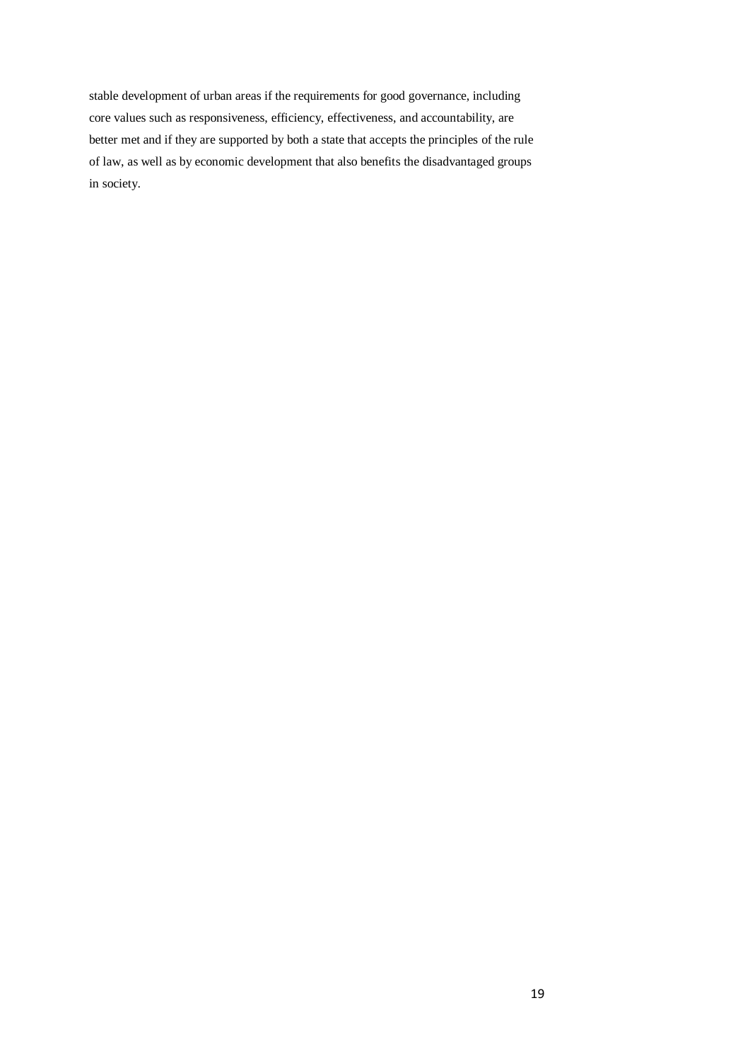stable development of urban areas if the requirements for good governance, including core values such as responsiveness, efficiency, effectiveness, and accountability, are better met and if they are supported by both a state that accepts the principles of the rule of law, as well as by economic development that also benefits the disadvantaged groups in society.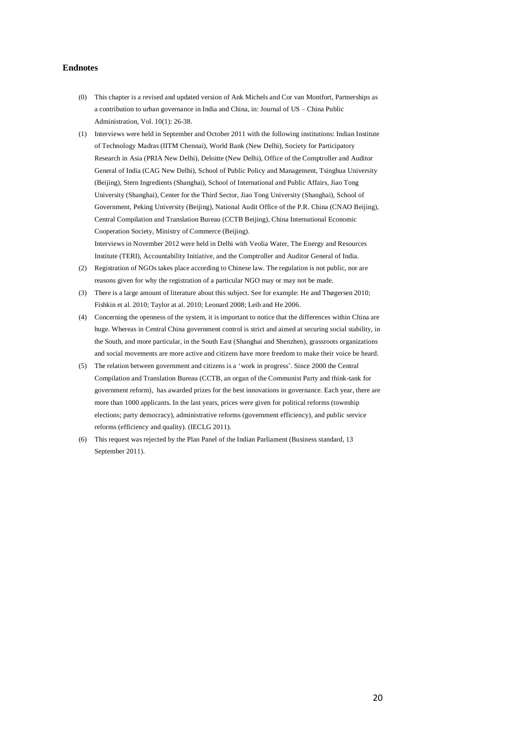## Endnotes

(0) This chapter is a revised and updated version of Ank Michels and Cor van Montfort, Partnerships as a contribution to urban governance in India and China, in: Journal of US – China Public Administration, Vol. 10(1): 26-38.

(1) Interviews were held in September and October 2011 with the following institutions: Indian Institute of Technology Madras (IITM Chennai), World Bank (New Delhi), Society for Participatory Research in Asia (PRIA New Delhi), Deloitte (New Delhi), Office of the Comptroller and Auditor General of India (CAG New Delhi), School of Public Policy and Management, Tsinghua University (Beijing), Stern Ingredients (Shanghai), School of International and Public Affairs, Jiao Tong University (Shanghai), Center for the Third Sector, Jiao Tong University (Shanghai), School of Government, Peking University (Beijing), National Audit Office of the P.R. China (CNAO Beijing), Central Compilation and Translation Bureau (CCTB Beijing), China International Economic Cooperation Society, Ministry of Commerce (Beijing).
Interviews in November 2012 were held in Delhi with Veolia Water, The Energy and Resources Institute (TERI), Accountability Initiative, and the Comptroller and Auditor General of India.

(2) Registration of NGOs takes place according to Chinese law. The regulation is not public, nor are reasons given for why the registration of a particular NGO may or may not be made.

(3) There is a large amount of literature about this subject. See for example: He and Thøgersen 2010; Fishkin et al. 2010; Taylor at al. 2010; Leonard 2008; Leib and He 2006.

(4) Concerning the openness of the system, it is important to notice that the differences within China are huge. Whereas in Central China government control is strict and aimed at securing social stability, in the South, and more particular, in the South East (Shanghai and Shenzhen), grassroots organizations and social movements are more active and citizens have more freedom to make their voice be heard.

(5) The relation between government and citizens is a 'work in progress'. Since 2000 the Central Compilation and Translation Bureau (CCTB, an organ of the Communist Party and think-tank for government reform), has awarded prizes for the best innovations in governance. Each year, there are more than 1000 applicants. In the last years, prices were given for political reforms (township elections; party democracy), administrative reforms (government efficiency), and public service reforms (efficiency and quality). (IECLG 2011).

(6) This request was rejected by the Plan Panel of the Indian Parliament (Business standard, 13 September 2011).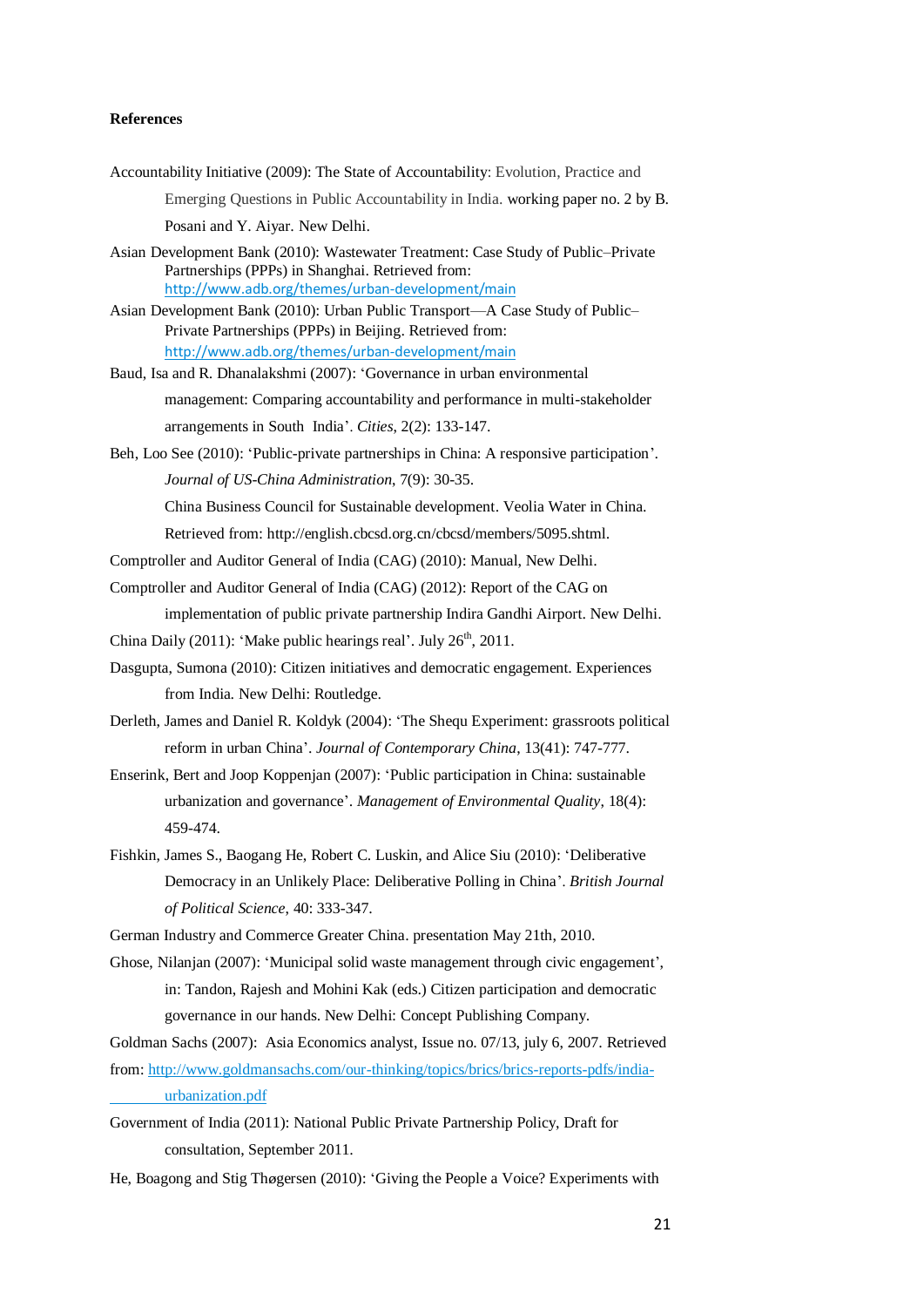**References**

Accountability Initiative (2009): The State of Accountability: Evolution, Practice and Emerging Questions in Public Accountability in India. working paper no. 2 by B. Posani and Y. Aiyar. New Delhi.

Asian Development Bank (2010): Wastewater Treatment: Case Study of Public–Private Partnerships (PPPs) in Shanghai. Retrieved from: http://www.adb.org/themes/urban-development/main

Asian Development Bank (2010): Urban Public Transport—A Case Study of Public–Private Partnerships (PPPs) in Beijing. Retrieved from: http://www.adb.org/themes/urban-development/main

Baud, Isa and R. Dhanalakshmi (2007): 'Governance in urban environmental management: Comparing accountability and performance in multi-stakeholder arrangements in South India'. *Cities*, 2(2): 133-147.

Beh, Loo See (2010): 'Public-private partnerships in China: A responsive participation'. *Journal of US-China Administration*, 7(9): 30-35.

China Business Council for Sustainable development. Veolia Water in China. Retrieved from: http://english.cbcsd.org.cn/cbcsd/members/5095.shtml.

Comptroller and Auditor General of India (CAG) (2010): Manual, New Delhi.

Comptroller and Auditor General of India (CAG) (2012): Report of the CAG on implementation of public private partnership Indira Gandhi Airport. New Delhi.

China Daily (2011): 'Make public hearings real'. July 26th, 2011.

Dasgupta, Sumona (2010): Citizen initiatives and democratic engagement. Experiences from India. New Delhi: Routledge.

Derleth, James and Daniel R. Koldyk (2004): 'The Shequ Experiment: grassroots political reform in urban China'. *Journal of Contemporary China*, 13(41): 747-777.

Enserink, Bert and Joop Koppenjan (2007): 'Public participation in China: sustainable urbanization and governance'. *Management of Environmental Quality*, 18(4): 459-474.

Fishkin, James S., Baogang He, Robert C. Luskin, and Alice Siu (2010): 'Deliberative Democracy in an Unlikely Place: Deliberative Polling in China'. *British Journal of Political Science*, 40: 333-347.

German Industry and Commerce Greater China. presentation May 21th, 2010.

Ghose, Nilanjan (2007): 'Municipal solid waste management through civic engagement', in: Tandon, Rajesh and Mohini Kak (eds.) Citizen participation and democratic governance in our hands. New Delhi: Concept Publishing Company.

Goldman Sachs (2007): Asia Economics analyst, Issue no. 07/13, july 6, 2007. Retrieved from: http://www.goldmansachs.com/our-thinking/topics/brics/brics-reports-pdfs/india-urbanization.pdf

Government of India (2011): National Public Private Partnership Policy, Draft for consultation, September 2011.

He, Boagong and Stig Thøgersen (2010): 'Giving the People a Voice? Experiments with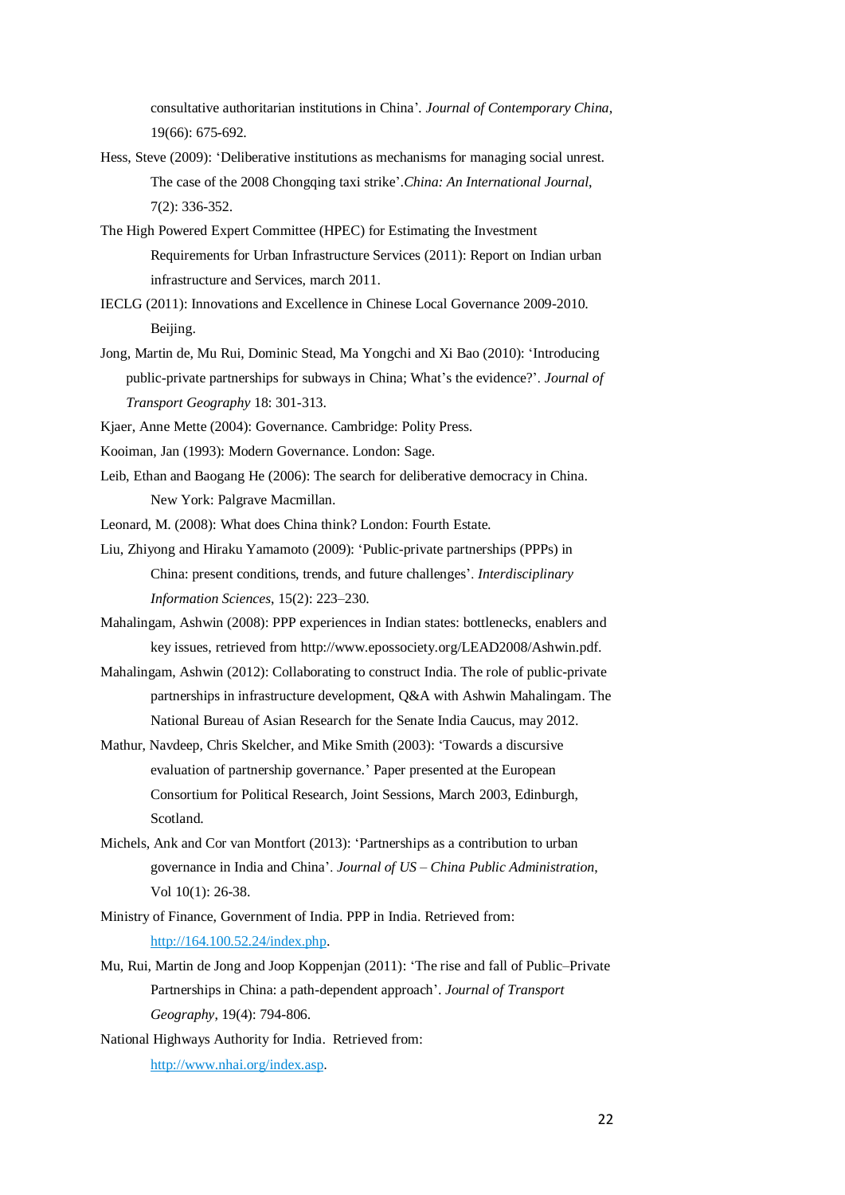consultative authoritarian institutions in China'. *Journal of Contemporary China*, 19(66): 675-692.

Hess, Steve (2009): 'Deliberative institutions as mechanisms for managing social unrest. The case of the 2008 Chongqing taxi strike'.*China: An International Journal*, 7(2): 336-352.

The High Powered Expert Committee (HPEC) for Estimating the Investment Requirements for Urban Infrastructure Services (2011): Report on Indian urban infrastructure and Services, march 2011.

IECLG (2011): Innovations and Excellence in Chinese Local Governance 2009-2010. Beijing.

Jong, Martin de, Mu Rui, Dominic Stead, Ma Yongchi and Xi Bao (2010): 'Introducing public-private partnerships for subways in China; What's the evidence?'. *Journal of Transport Geography* 18: 301-313.

Kjaer, Anne Mette (2004): Governance. Cambridge: Polity Press.

Kooiman, Jan (1993): Modern Governance. London: Sage.

Leib, Ethan and Baogang He (2006): The search for deliberative democracy in China. New York: Palgrave Macmillan.

Leonard, M. (2008): What does China think? London: Fourth Estate.

Liu, Zhiyong and Hiraku Yamamoto (2009): 'Public-private partnerships (PPPs) in China: present conditions, trends, and future challenges'. *Interdisciplinary Information Sciences*, 15(2): 223–230.

Mahalingam, Ashwin (2008): PPP experiences in Indian states: bottlenecks, enablers and key issues, retrieved from http://www.epossociety.org/LEAD2008/Ashwin.pdf.

Mahalingam, Ashwin (2012): Collaborating to construct India. The role of public-private partnerships in infrastructure development, Q&A with Ashwin Mahalingam. The National Bureau of Asian Research for the Senate India Caucus, may 2012.

Mathur, Navdeep, Chris Skelcher, and Mike Smith (2003): 'Towards a discursive evaluation of partnership governance.' Paper presented at the European Consortium for Political Research, Joint Sessions, March 2003, Edinburgh, Scotland.

Michels, Ank and Cor van Montfort (2013): 'Partnerships as a contribution to urban governance in India and China'. *Journal of US – China Public Administration*, Vol 10(1): 26-38.

Ministry of Finance, Government of India. PPP in India. Retrieved from: http://164.100.52.24/index.php.

Mu, Rui, Martin de Jong and Joop Koppenjan (2011): 'The rise and fall of Public–Private Partnerships in China: a path-dependent approach'. *Journal of Transport Geography*, 19(4): 794-806.

National Highways Authority for India. Retrieved from: http://www.nhai.org/index.asp.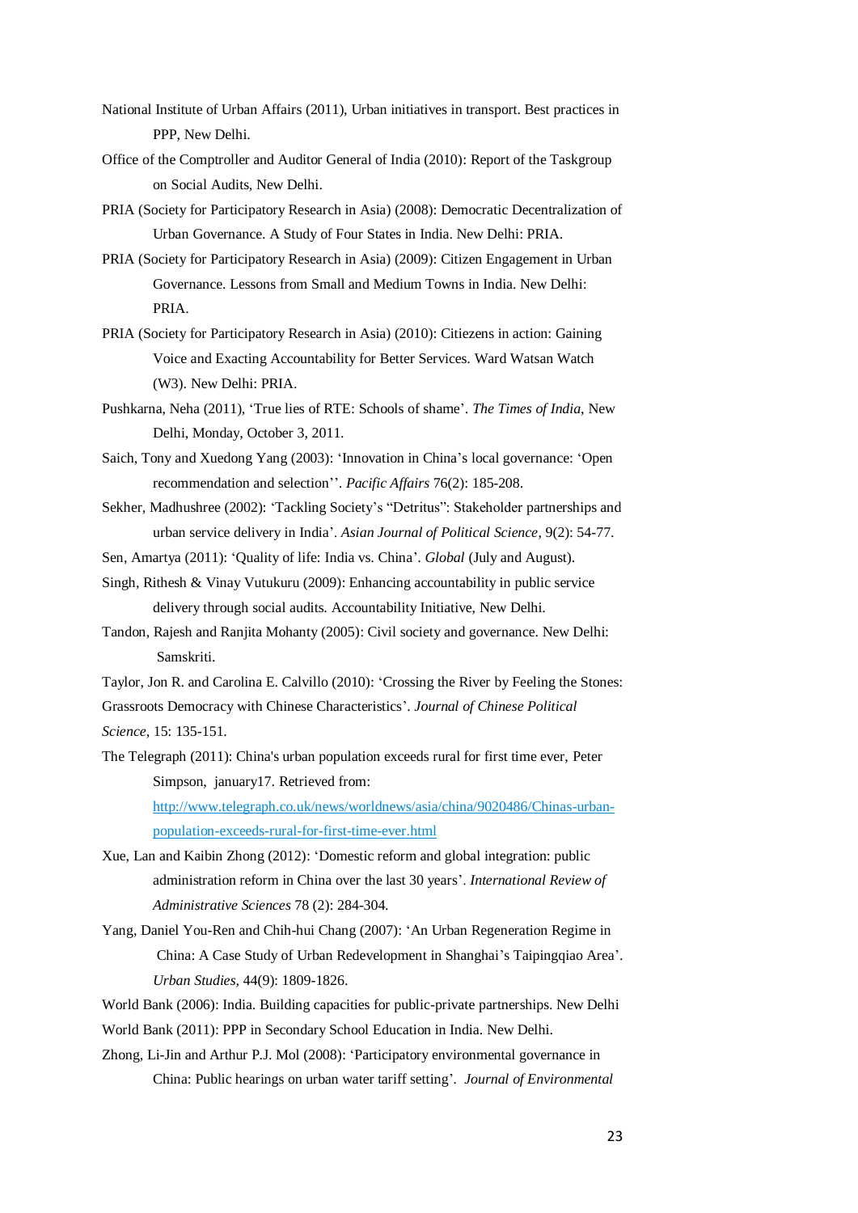National Institute of Urban Affairs (2011), Urban initiatives in transport. Best practices in PPP, New Delhi.

Office of the Comptroller and Auditor General of India (2010): Report of the Taskgroup on Social Audits, New Delhi.

PRIA (Society for Participatory Research in Asia) (2008): Democratic Decentralization of Urban Governance. A Study of Four States in India. New Delhi: PRIA.

PRIA (Society for Participatory Research in Asia) (2009): Citizen Engagement in Urban Governance. Lessons from Small and Medium Towns in India. New Delhi: PRIA.

PRIA (Society for Participatory Research in Asia) (2010): Citiezens in action: Gaining Voice and Exacting Accountability for Better Services. Ward Watsan Watch (W3). New Delhi: PRIA.

Pushkarna, Neha (2011), 'True lies of RTE: Schools of shame'. *The Times of India*, New Delhi, Monday, October 3, 2011.

Saich, Tony and Xuedong Yang (2003): 'Innovation in China's local governance: 'Open recommendation and selection''. *Pacific Affairs* 76(2): 185-208.

Sekher, Madhushree (2002): 'Tackling Society's "Detritus": Stakeholder partnerships and urban service delivery in India'. *Asian Journal of Political Science*, 9(2): 54-77.

Sen, Amartya (2011): 'Quality of life: India vs. China'. *Global* (July and August).

Singh, Rithesh & Vinay Vutukuru (2009): Enhancing accountability in public service delivery through social audits. Accountability Initiative, New Delhi.

Tandon, Rajesh and Ranjita Mohanty (2005): Civil society and governance. New Delhi: Samskriti.

Taylor, Jon R. and Carolina E. Calvillo (2010): 'Crossing the River by Feeling the Stones: Grassroots Democracy with Chinese Characteristics'. *Journal of Chinese Political Science*, 15: 135-151.

The Telegraph (2011): China's urban population exceeds rural for first time ever, Peter Simpson, january17. Retrieved from: [http://www.telegraph.co.uk/news/worldnews/asia/china/9020486/Chinas-urban-population-exceeds-rural-for-first-time-ever.html](http://www.telegraph.co.uk/news/worldnews/asia/china/9020486/Chinas-urban-population-exceeds-rural-for-first-time-ever.html)

Xue, Lan and Kaibin Zhong (2012): 'Domestic reform and global integration: public administration reform in China over the last 30 years'. *International Review of Administrative Sciences* 78 (2): 284-304.

Yang, Daniel You-Ren and Chih-hui Chang (2007): 'An Urban Regeneration Regime in China: A Case Study of Urban Redevelopment in Shanghai's Taipingqiao Area'. *Urban Studies*, 44(9): 1809-1826.

World Bank (2006): India. Building capacities for public-private partnerships. New Delhi

World Bank (2011): PPP in Secondary School Education in India. New Delhi.

Zhong, Li-Jin and Arthur P.J. Mol (2008): 'Participatory environmental governance in China: Public hearings on urban water tariff setting'. *Journal of Environmental*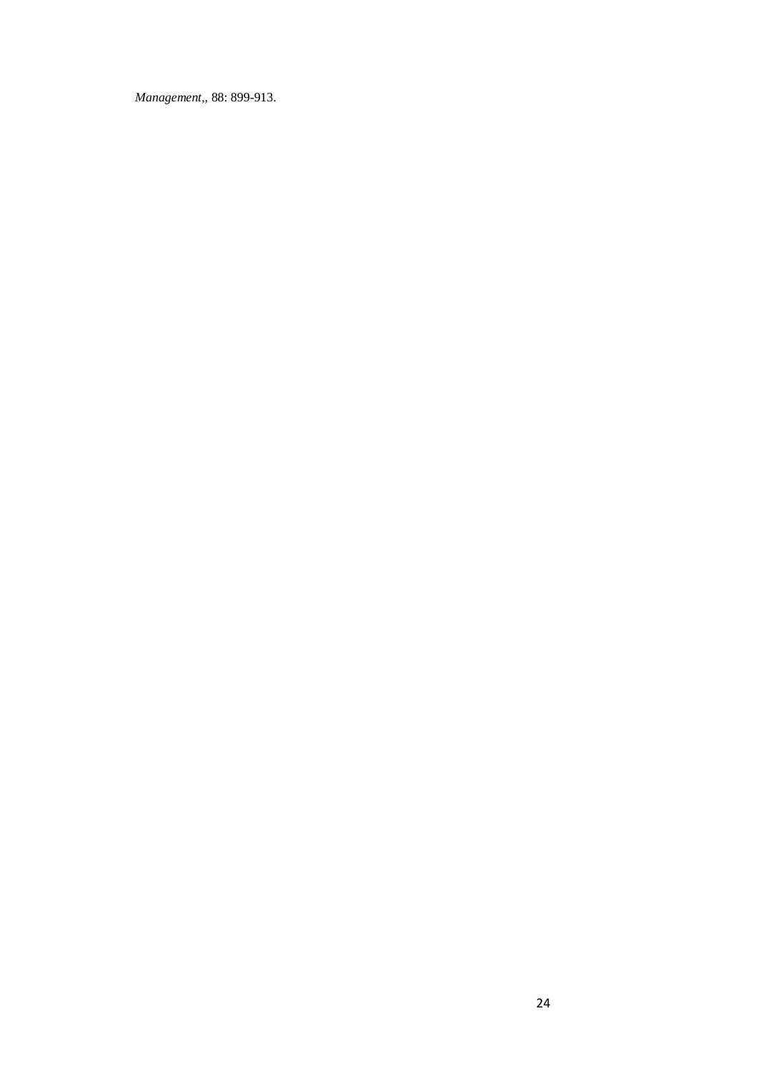*Management,*, 88: 899-913.